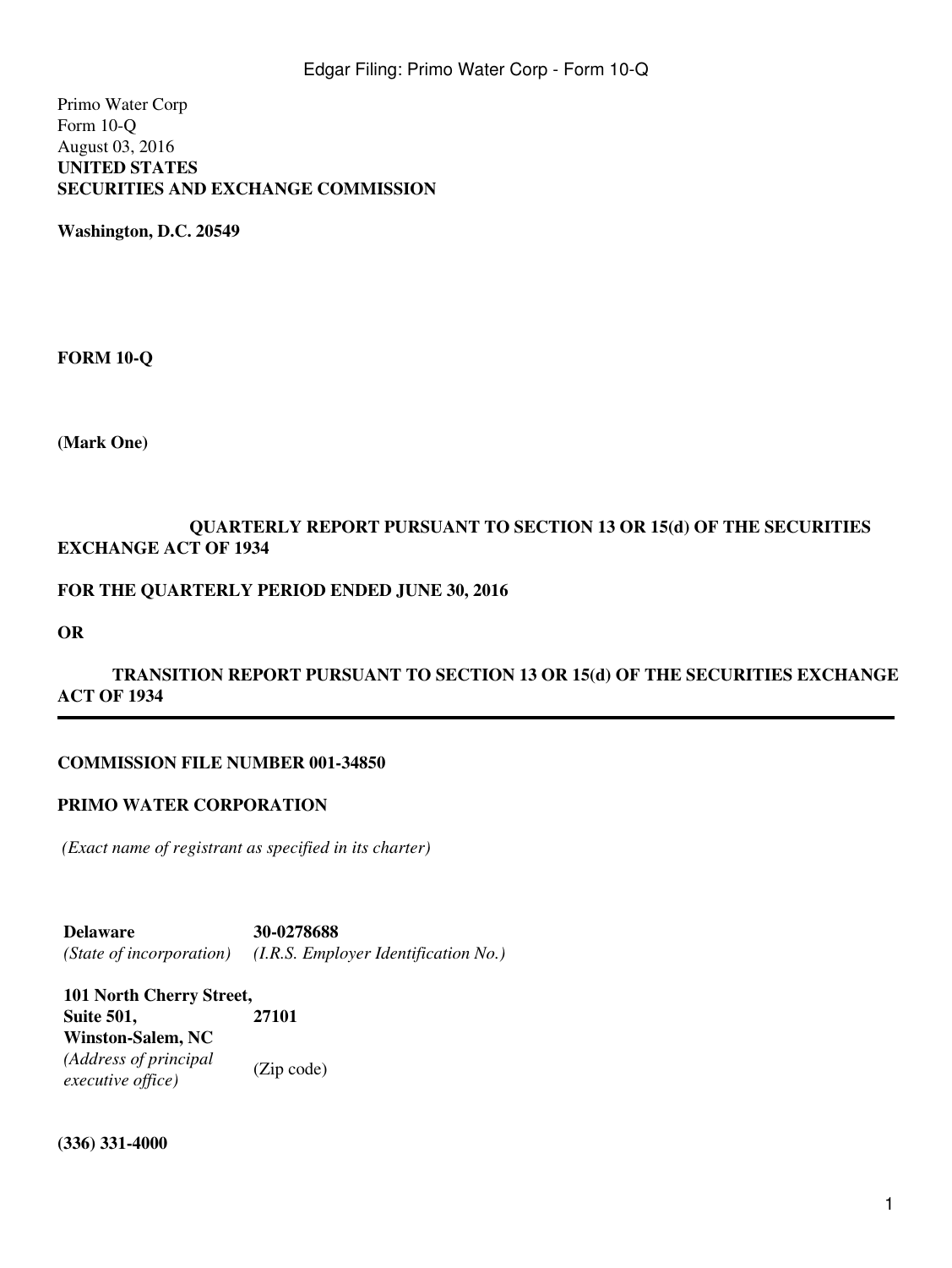Primo Water Corp
Form 10-Q
August 03, 2016

**UNITED STATES**
**SECURITIES AND EXCHANGE COMMISSION**

**Washington, D.C. 20549**

**FORM 10-Q**

**(Mark One)**

**QUARTERLY REPORT PURSUANT TO SECTION 13 OR 15(d) OF THE SECURITIES EXCHANGE ACT OF 1934**

**FOR THE QUARTERLY PERIOD ENDED JUNE 30, 2016**

**OR**

**TRANSITION REPORT PURSUANT TO SECTION 13 OR 15(d) OF THE SECURITIES EXCHANGE ACT OF 1934**

---

**COMMISSION FILE NUMBER 001-34850**

**PRIMO WATER CORPORATION**

*(Exact name of registrant as specified in its charter)*

| **Delaware** | **30-0278688** |
| --- | --- |
| *(State of incorporation)* | *(I.R.S. Employer Identification No.)* |
| **101 North Cherry Street, Suite 501, Winston-Salem, NC** | **27101** |
| *(Address of principal executive office)* | (Zip code) |

**(336) 331-4000**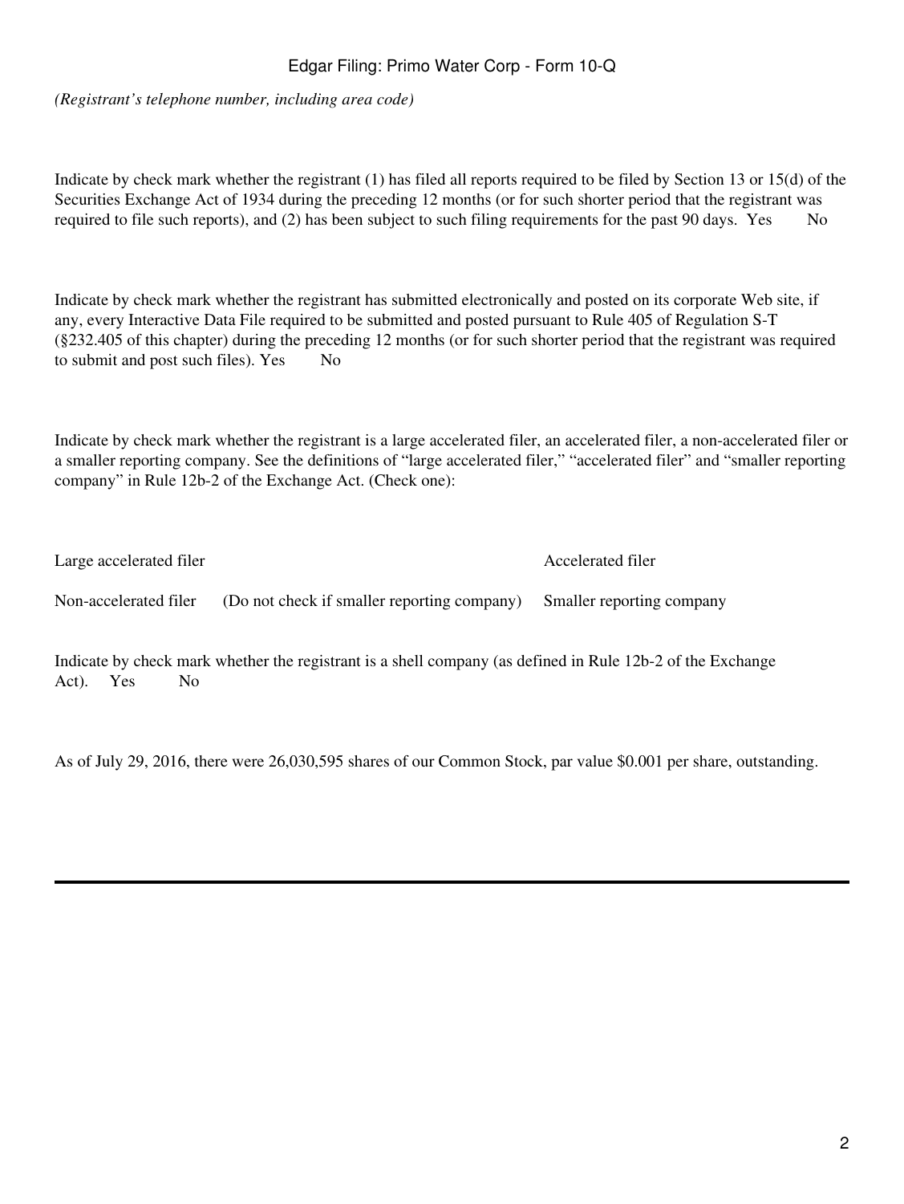*(Registrant's telephone number, including area code)*

Indicate by check mark whether the registrant (1) has filed all reports required to be filed by Section 13 or 15(d) of the Securities Exchange Act of 1934 during the preceding 12 months (or for such shorter period that the registrant was required to file such reports), and (2) has been subject to such filing requirements for the past 90 days. Yes No

Indicate by check mark whether the registrant has submitted electronically and posted on its corporate Web site, if any, every Interactive Data File required to be submitted and posted pursuant to Rule 405 of Regulation S-T (§232.405 of this chapter) during the preceding 12 months (or for such shorter period that the registrant was required to submit and post such files). Yes No

Indicate by check mark whether the registrant is a large accelerated filer, an accelerated filer, a non-accelerated filer or a smaller reporting company. See the definitions of "large accelerated filer," "accelerated filer" and "smaller reporting company" in Rule 12b-2 of the Exchange Act. (Check one):

| | | |
|---|---|---|
| Large accelerated filer | | Accelerated filer |
| Non-accelerated filer | (Do not check if smaller reporting company) | Smaller reporting company |

Indicate by check mark whether the registrant is a shell company (as defined in Rule 12b-2 of the Exchange Act). Yes No

As of July 29, 2016, there were 26,030,595 shares of our Common Stock, par value $0.001 per share, outstanding.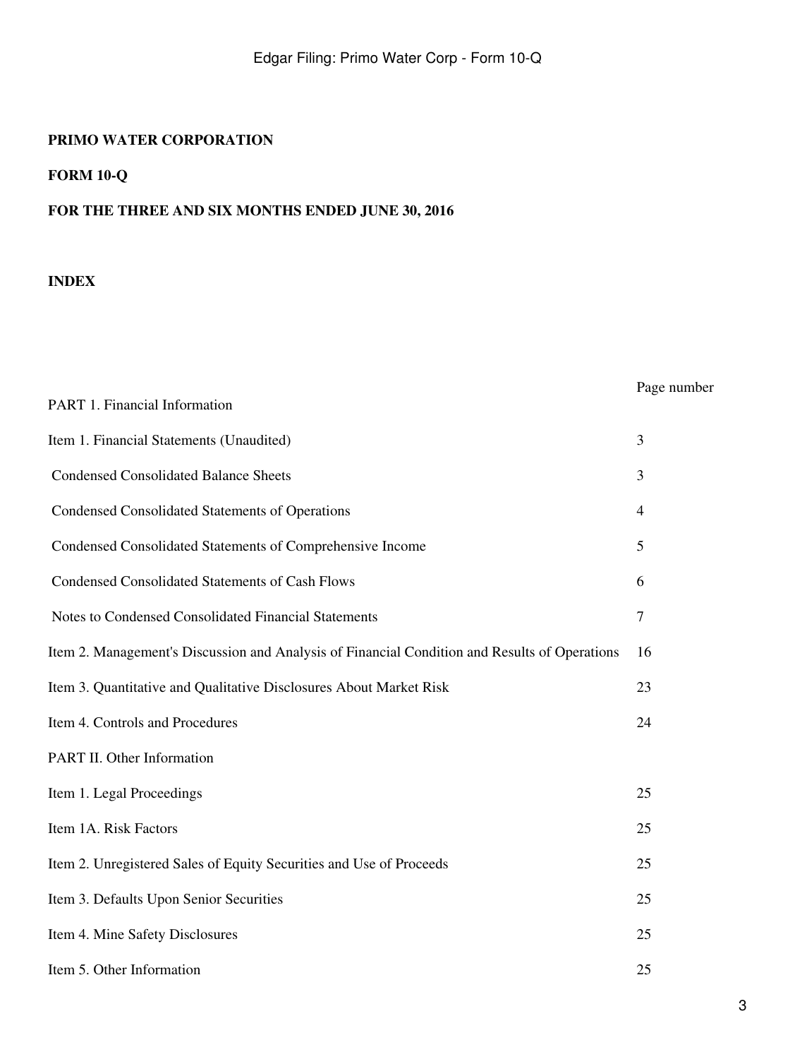**PRIMO WATER CORPORATION**

**FORM 10-Q**

**FOR THE THREE AND SIX MONTHS ENDED JUNE 30, 2016**

**INDEX**

| | Page number |
|---|---|
| PART 1. Financial Information | |
| Item 1. Financial Statements (Unaudited) | 3 |
| Condensed Consolidated Balance Sheets | 3 |
| Condensed Consolidated Statements of Operations | 4 |
| Condensed Consolidated Statements of Comprehensive Income | 5 |
| Condensed Consolidated Statements of Cash Flows | 6 |
| Notes to Condensed Consolidated Financial Statements | 7 |
| Item 2. Management's Discussion and Analysis of Financial Condition and Results of Operations | 16 |
| Item 3. Quantitative and Qualitative Disclosures About Market Risk | 23 |
| Item 4. Controls and Procedures | 24 |
| PART II. Other Information | |
| Item 1. Legal Proceedings | 25 |
| Item 1A. Risk Factors | 25 |
| Item 2. Unregistered Sales of Equity Securities and Use of Proceeds | 25 |
| Item 3. Defaults Upon Senior Securities | 25 |
| Item 4. Mine Safety Disclosures | 25 |
| Item 5. Other Information | 25 |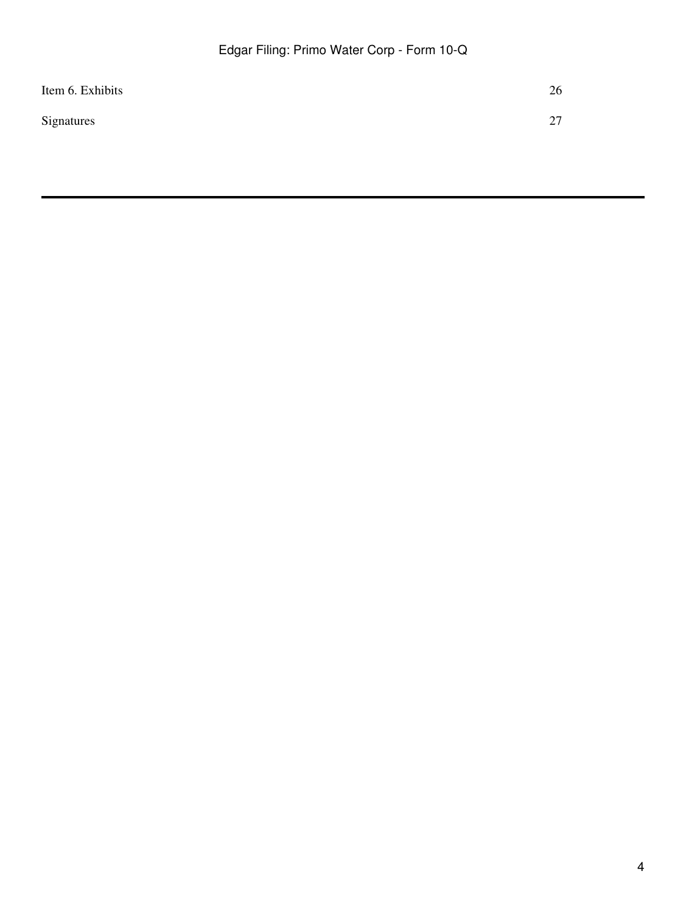| | |
|---|---|
| Item 6. Exhibits | 26 |
| Signatures | 27 |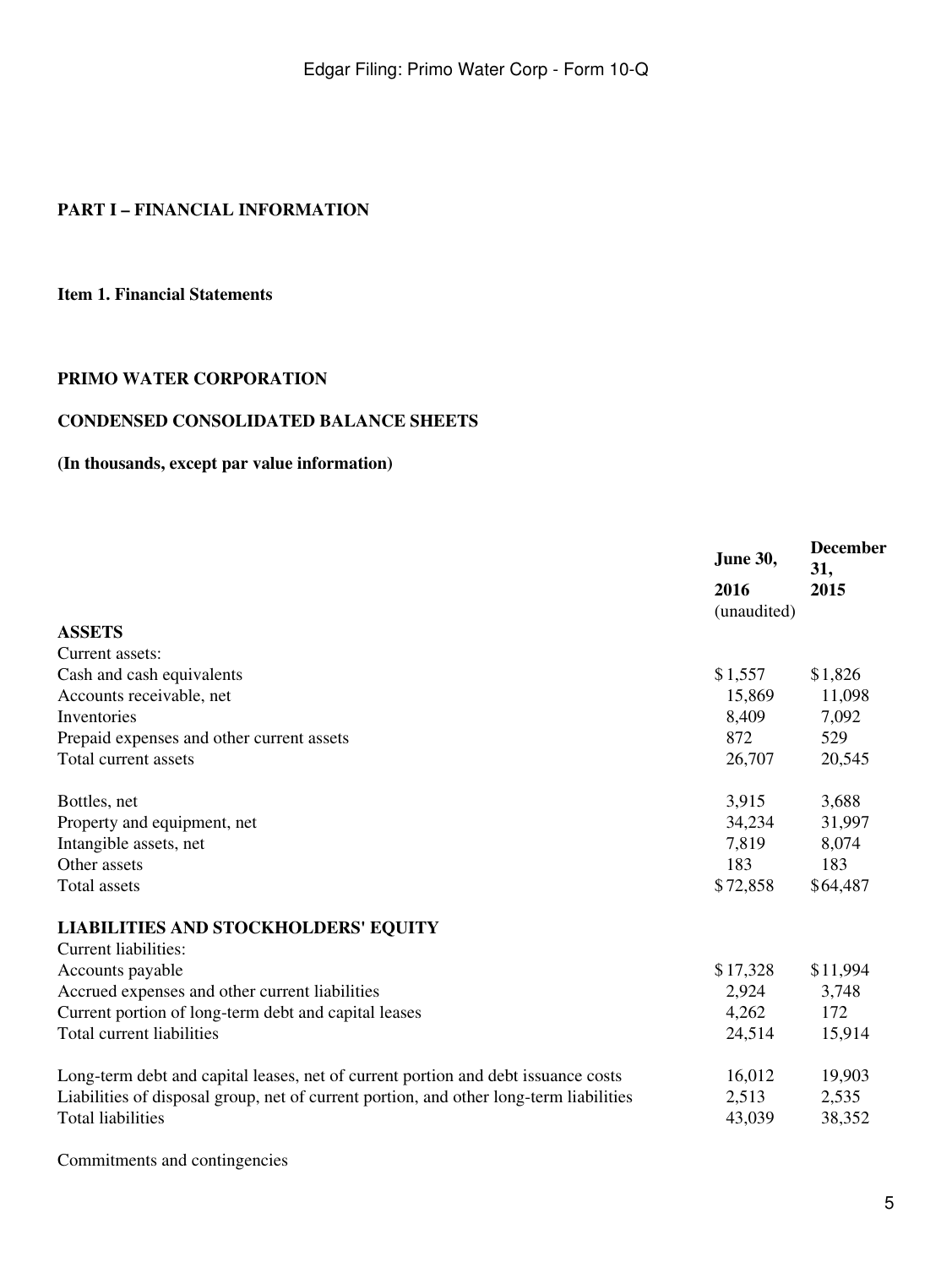# PART I – FINANCIAL INFORMATION

## Item 1. Financial Statements

### PRIMO WATER CORPORATION

### CONDENSED CONSOLIDATED BALANCE SHEETS

### (In thousands, except par value information)

| | June 30, 2016 (unaudited) | December 31, 2015 |
|---|---|---|
| **ASSETS** | | |
| Current assets: | | |
| Cash and cash equivalents | $1,557 | $1,826 |
| Accounts receivable, net | 15,869 | 11,098 |
| Inventories | 8,409 | 7,092 |
| Prepaid expenses and other current assets | 872 | 529 |
| Total current assets | 26,707 | 20,545 |
| | | |
| Bottles, net | 3,915 | 3,688 |
| Property and equipment, net | 34,234 | 31,997 |
| Intangible assets, net | 7,819 | 8,074 |
| Other assets | 183 | 183 |
| Total assets | $72,858 | $64,487 |
| | | |
| **LIABILITIES AND STOCKHOLDERS' EQUITY** | | |
| Current liabilities: | | |
| Accounts payable | $17,328 | $11,994 |
| Accrued expenses and other current liabilities | 2,924 | 3,748 |
| Current portion of long-term debt and capital leases | 4,262 | 172 |
| Total current liabilities | 24,514 | 15,914 |
| | | |
| Long-term debt and capital leases, net of current portion and debt issuance costs | 16,012 | 19,903 |
| Liabilities of disposal group, net of current portion, and other long-term liabilities | 2,513 | 2,535 |
| Total liabilities | 43,039 | 38,352 |
| | | |
| Commitments and contingencies | | |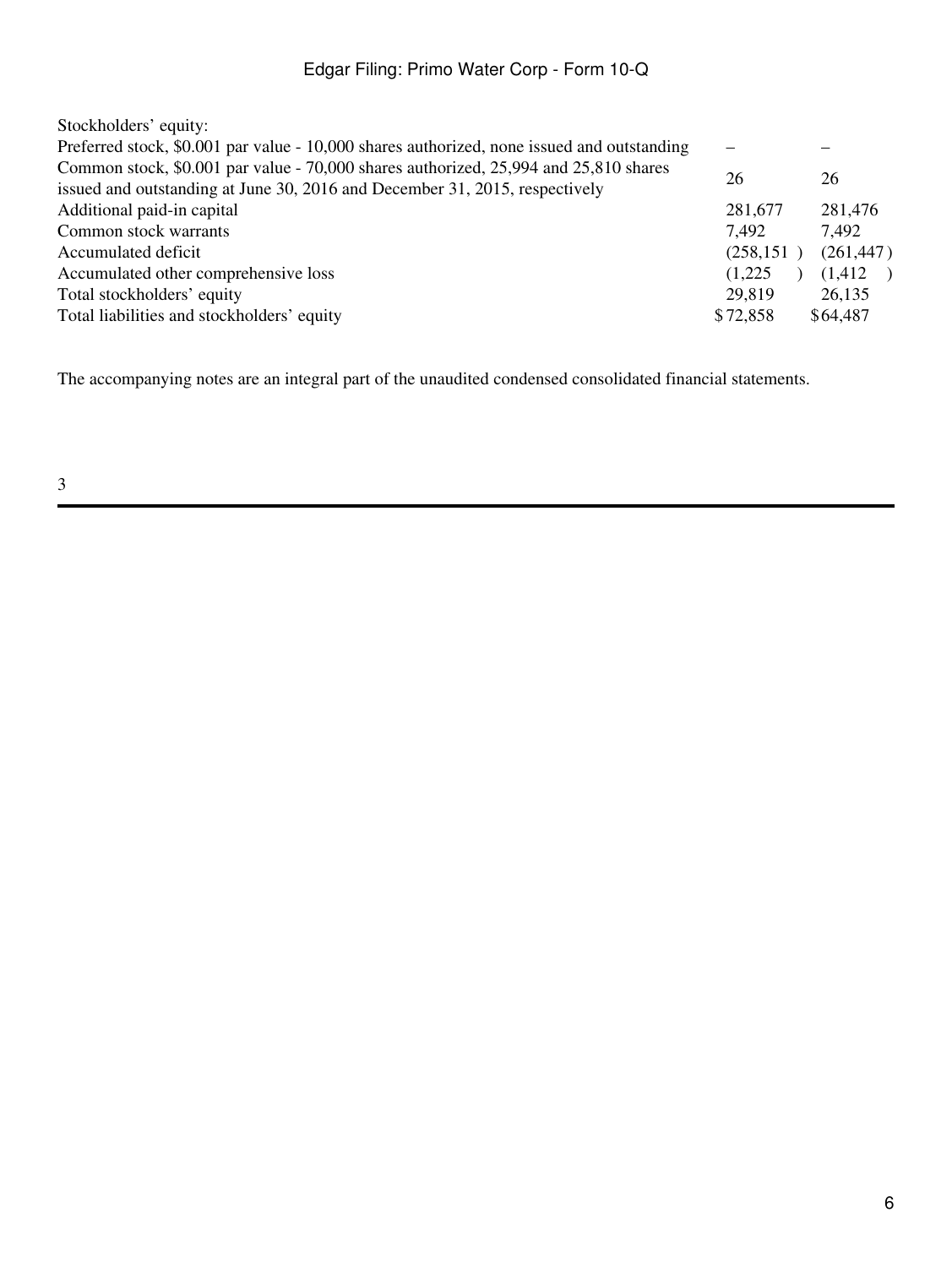| | | |
|---|---|---|
| Stockholders' equity: | | |
| Preferred stock, $0.001 par value - 10,000 shares authorized, none issued and outstanding | – | – |
| Common stock, $0.001 par value - 70,000 shares authorized, 25,994 and 25,810 shares issued and outstanding at June 30, 2016 and December 31, 2015, respectively | 26 | 26 |
| Additional paid-in capital | 281,677 | 281,476 |
| Common stock warrants | 7,492 | 7,492 |
| Accumulated deficit | (258,151 ) | (261,447 ) |
| Accumulated other comprehensive loss | (1,225 ) | (1,412 ) |
| Total stockholders' equity | 29,819 | 26,135 |
| Total liabilities and stockholders' equity | $72,858 | $64,487 |

The accompanying notes are an integral part of the unaudited condensed consolidated financial statements.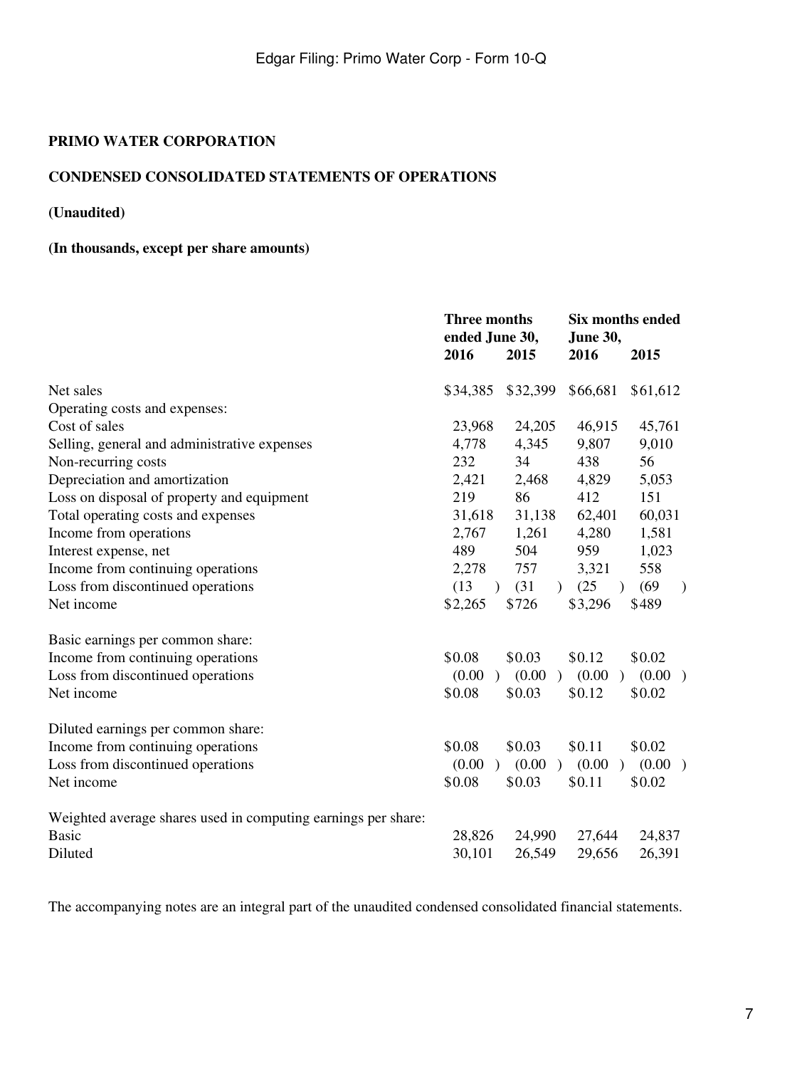**PRIMO WATER CORPORATION**

**CONDENSED CONSOLIDATED STATEMENTS OF OPERATIONS**

**(Unaudited)**

**(In thousands, except per share amounts)**

| | Three months ended June 30, | | Six months ended June 30, | |
|---|---|---|---|---|
| | **2016** | **2015** | **2016** | **2015** |
| Net sales | $34,385 | $32,399 | $66,681 | $61,612 |
| Operating costs and expenses: | | | | |
| Cost of sales | 23,968 | 24,205 | 46,915 | 45,761 |
| Selling, general and administrative expenses | 4,778 | 4,345 | 9,807 | 9,010 |
| Non-recurring costs | 232 | 34 | 438 | 56 |
| Depreciation and amortization | 2,421 | 2,468 | 4,829 | 5,053 |
| Loss on disposal of property and equipment | 219 | 86 | 412 | 151 |
| Total operating costs and expenses | 31,618 | 31,138 | 62,401 | 60,031 |
| Income from operations | 2,767 | 1,261 | 4,280 | 1,581 |
| Interest expense, net | 489 | 504 | 959 | 1,023 |
| Income from continuing operations | 2,278 | 757 | 3,321 | 558 |
| Loss from discontinued operations | (13) | (31) | (25) | (69) |
| Net income | $2,265 | $726 | $3,296 | $489 |
| | | | | |
| Basic earnings per common share: | | | | |
| Income from continuing operations | $0.08 | $0.03 | $0.12 | $0.02 |
| Loss from discontinued operations | (0.00) | (0.00) | (0.00) | (0.00) |
| Net income | $0.08 | $0.03 | $0.12 | $0.02 |
| | | | | |
| Diluted earnings per common share: | | | | |
| Income from continuing operations | $0.08 | $0.03 | $0.11 | $0.02 |
| Loss from discontinued operations | (0.00) | (0.00) | (0.00) | (0.00) |
| Net income | $0.08 | $0.03 | $0.11 | $0.02 |
| | | | | |
| Weighted average shares used in computing earnings per share: | | | | |
| Basic | 28,826 | 24,990 | 27,644 | 24,837 |
| Diluted | 30,101 | 26,549 | 29,656 | 26,391 |

The accompanying notes are an integral part of the unaudited condensed consolidated financial statements.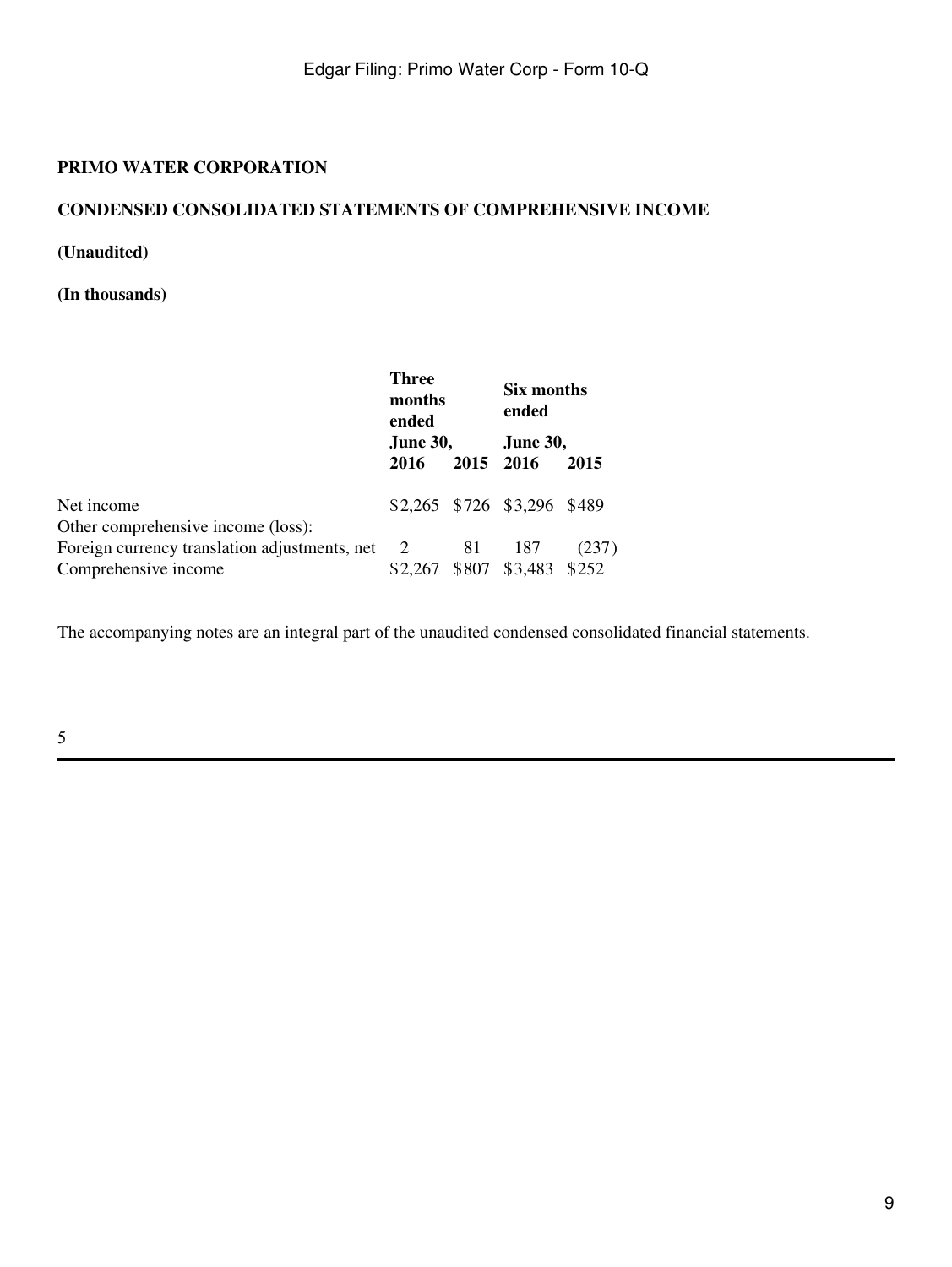**PRIMO WATER CORPORATION**

**CONDENSED CONSOLIDATED STATEMENTS OF COMPREHENSIVE INCOME**

**(Unaudited)**

**(In thousands)**

| | Three months ended June 30, | | Six months ended June 30, | |
|---|---|---|---|---|
| | 2016 | 2015 | 2016 | 2015 |
| Net income | $2,265 | $726 | $3,296 | $489 |
| Other comprehensive income (loss): | | | | |
| Foreign currency translation adjustments, net | 2 | 81 | 187 | (237) |
| Comprehensive income | $2,267 | $807 | $3,483 | $252 |

The accompanying notes are an integral part of the unaudited condensed consolidated financial statements.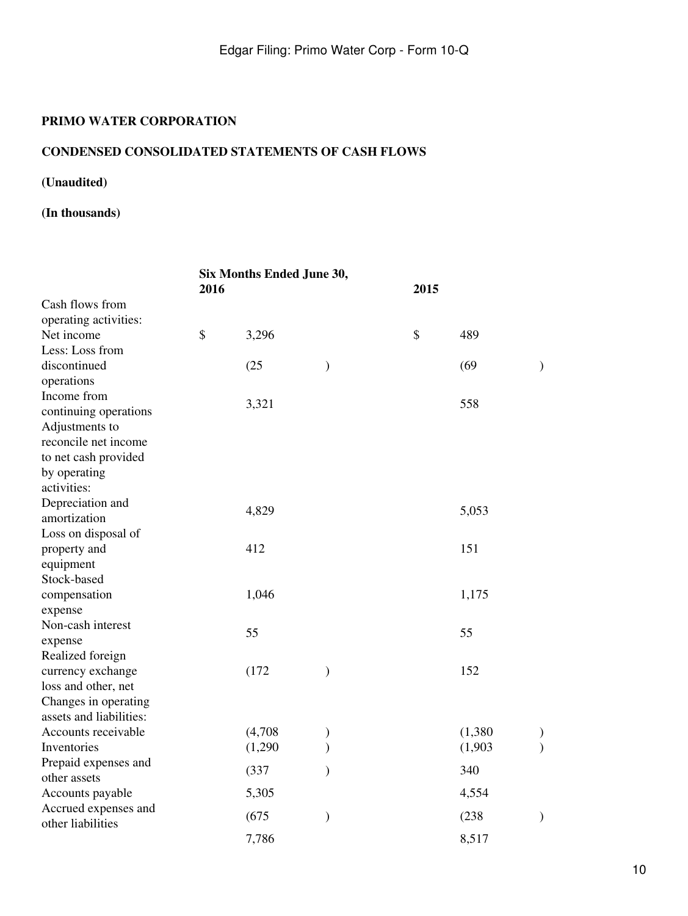**PRIMO WATER CORPORATION**

**CONDENSED CONSOLIDATED STATEMENTS OF CASH FLOWS**

**(Unaudited)**

**(In thousands)**

| | Six Months Ended June 30, 2016 | 2015 |
|---|---|---|
| Cash flows from operating activities: | | |
| Net income | $ 3,296 | $ 489 |
| Less: Loss from discontinued operations | (25) | (69) |
| Income from continuing operations | 3,321 | 558 |
| Adjustments to reconcile net income to net cash provided by operating activities: | | |
| Depreciation and amortization | 4,829 | 5,053 |
| Loss on disposal of property and equipment | 412 | 151 |
| Stock-based compensation expense | 1,046 | 1,175 |
| Non-cash interest expense | 55 | 55 |
| Realized foreign currency exchange loss and other, net | (172) | 152 |
| Changes in operating assets and liabilities: | | |
| Accounts receivable | (4,708) | (1,380) |
| Inventories | (1,290) | (1,903) |
| Prepaid expenses and other assets | (337) | 340 |
| Accounts payable | 5,305 | 4,554 |
| Accrued expenses and other liabilities | (675) | (238) |
| | 7,786 | 8,517 |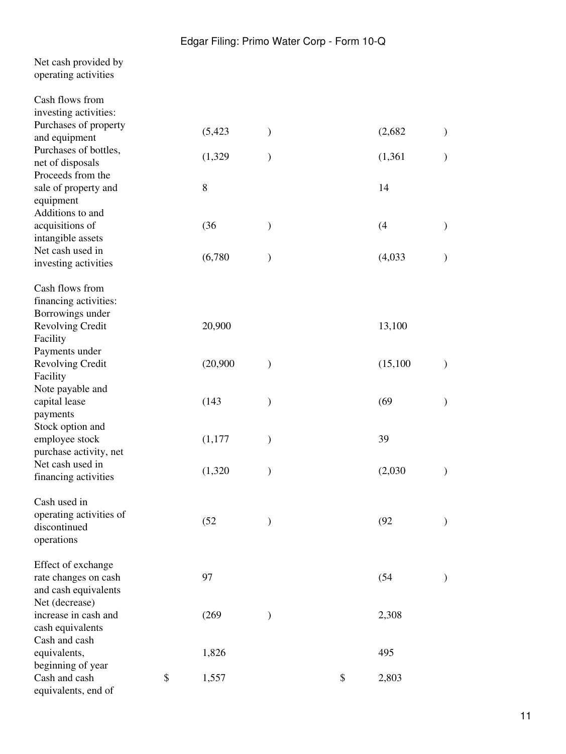| | | |
|---|---|---|
| Net cash provided by operating activities | | |
| | | |
| Cash flows from investing activities: | | |
| Purchases of property and equipment | (5,423) | (2,682) |
| Purchases of bottles, net of disposals | (1,329) | (1,361) |
| Proceeds from the sale of property and equipment | 8 | 14 |
| Additions to and acquisitions of intangible assets | (36) | (4) |
| Net cash used in investing activities | (6,780) | (4,033) |
| | | |
| Cash flows from financing activities: | | |
| Borrowings under Revolving Credit Facility | 20,900 | 13,100 |
| Payments under Revolving Credit Facility | (20,900) | (15,100) |
| Note payable and capital lease payments | (143) | (69) |
| Stock option and employee stock purchase activity, net | (1,177) | 39 |
| Net cash used in financing activities | (1,320) | (2,030) |
| | | |
| Cash used in operating activities of discontinued operations | (52) | (92) |
| | | |
| Effect of exchange rate changes on cash and cash equivalents | 97 | (54) |
| Net (decrease) increase in cash and cash equivalents | (269) | 2,308 |
| Cash and cash equivalents, beginning of year | 1,826 | 495 |
| Cash and cash equivalents, end of | $ 1,557 | $ 2,803 |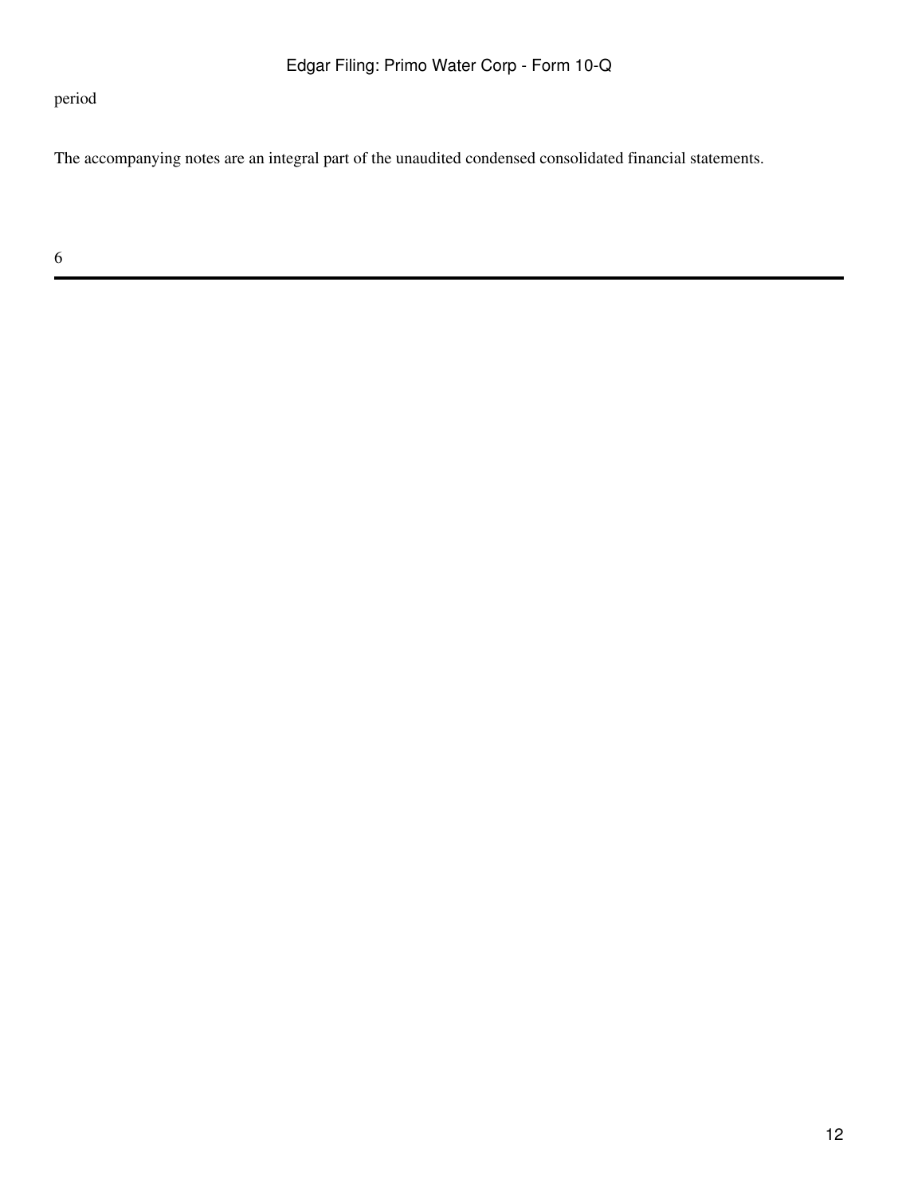period

The accompanying notes are an integral part of the unaudited condensed consolidated financial statements.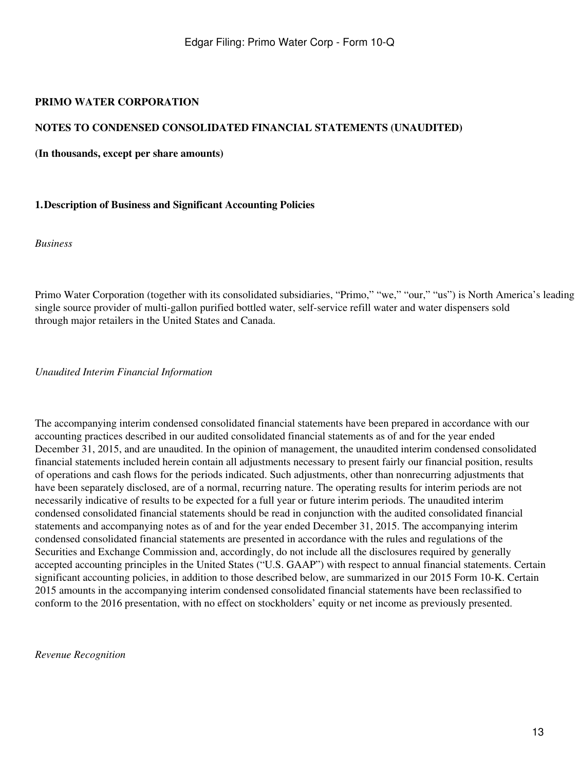**PRIMO WATER CORPORATION**

**NOTES TO CONDENSED CONSOLIDATED FINANCIAL STATEMENTS (UNAUDITED)**

**(In thousands, except per share amounts)**

## 1. Description of Business and Significant Accounting Policies

*Business*

Primo Water Corporation (together with its consolidated subsidiaries, "Primo," "we," "our," "us") is North America's leading single source provider of multi-gallon purified bottled water, self-service refill water and water dispensers sold through major retailers in the United States and Canada.

*Unaudited Interim Financial Information*

The accompanying interim condensed consolidated financial statements have been prepared in accordance with our accounting practices described in our audited consolidated financial statements as of and for the year ended December 31, 2015, and are unaudited. In the opinion of management, the unaudited interim condensed consolidated financial statements included herein contain all adjustments necessary to present fairly our financial position, results of operations and cash flows for the periods indicated. Such adjustments, other than nonrecurring adjustments that have been separately disclosed, are of a normal, recurring nature. The operating results for interim periods are not necessarily indicative of results to be expected for a full year or future interim periods. The unaudited interim condensed consolidated financial statements should be read in conjunction with the audited consolidated financial statements and accompanying notes as of and for the year ended December 31, 2015. The accompanying interim condensed consolidated financial statements are presented in accordance with the rules and regulations of the Securities and Exchange Commission and, accordingly, do not include all the disclosures required by generally accepted accounting principles in the United States ("U.S. GAAP") with respect to annual financial statements. Certain significant accounting policies, in addition to those described below, are summarized in our 2015 Form 10-K. Certain 2015 amounts in the accompanying interim condensed consolidated financial statements have been reclassified to conform to the 2016 presentation, with no effect on stockholders' equity or net income as previously presented.

*Revenue Recognition*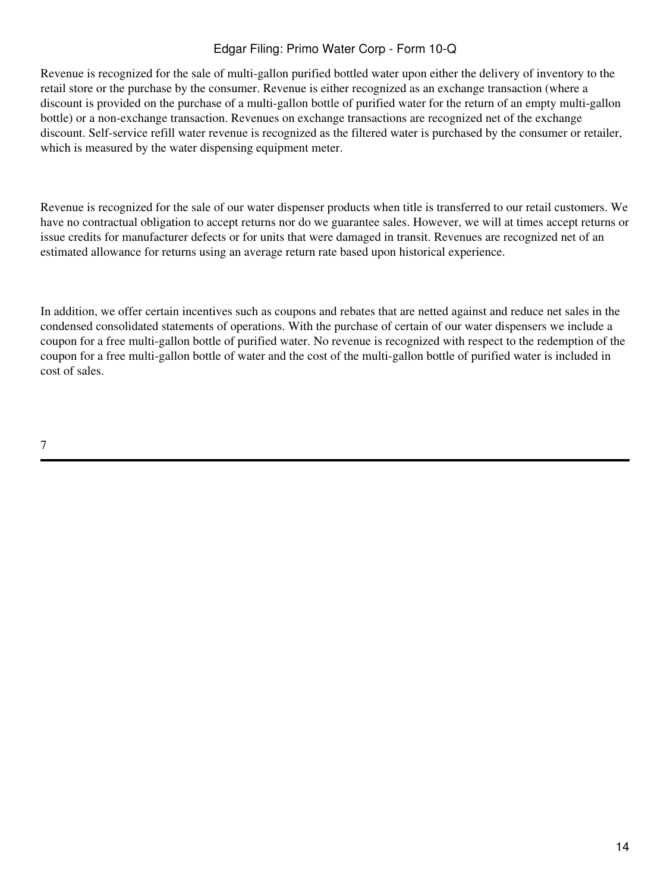Revenue is recognized for the sale of multi-gallon purified bottled water upon either the delivery of inventory to the retail store or the purchase by the consumer. Revenue is either recognized as an exchange transaction (where a discount is provided on the purchase of a multi-gallon bottle of purified water for the return of an empty multi-gallon bottle) or a non-exchange transaction. Revenues on exchange transactions are recognized net of the exchange discount. Self-service refill water revenue is recognized as the filtered water is purchased by the consumer or retailer, which is measured by the water dispensing equipment meter.

Revenue is recognized for the sale of our water dispenser products when title is transferred to our retail customers. We have no contractual obligation to accept returns nor do we guarantee sales. However, we will at times accept returns or issue credits for manufacturer defects or for units that were damaged in transit. Revenues are recognized net of an estimated allowance for returns using an average return rate based upon historical experience.

In addition, we offer certain incentives such as coupons and rebates that are netted against and reduce net sales in the condensed consolidated statements of operations. With the purchase of certain of our water dispensers we include a coupon for a free multi-gallon bottle of purified water. No revenue is recognized with respect to the redemption of the coupon for a free multi-gallon bottle of water and the cost of the multi-gallon bottle of purified water is included in cost of sales.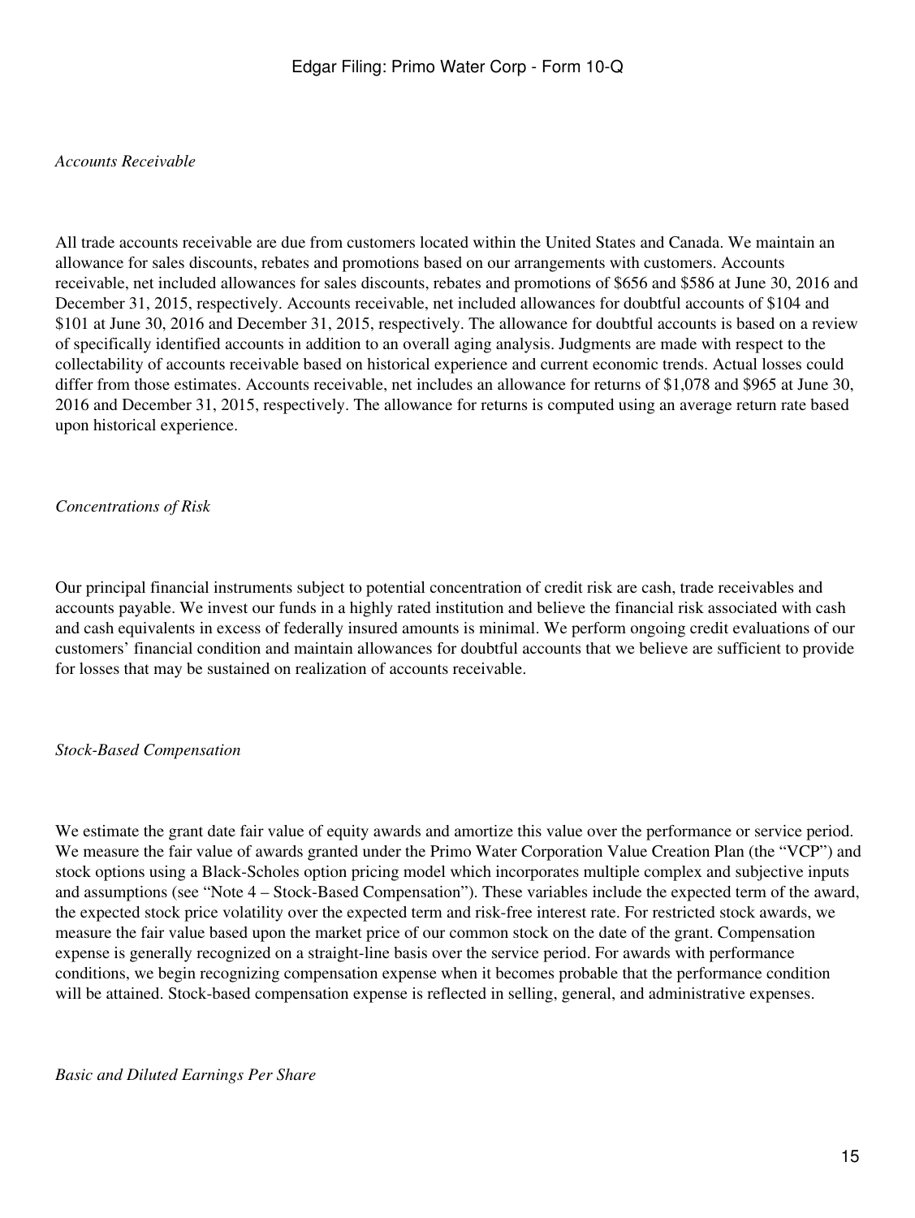*Accounts Receivable*

All trade accounts receivable are due from customers located within the United States and Canada. We maintain an allowance for sales discounts, rebates and promotions based on our arrangements with customers. Accounts receivable, net included allowances for sales discounts, rebates and promotions of $656 and $586 at June 30, 2016 and December 31, 2015, respectively. Accounts receivable, net included allowances for doubtful accounts of $104 and $101 at June 30, 2016 and December 31, 2015, respectively. The allowance for doubtful accounts is based on a review of specifically identified accounts in addition to an overall aging analysis. Judgments are made with respect to the collectability of accounts receivable based on historical experience and current economic trends. Actual losses could differ from those estimates. Accounts receivable, net includes an allowance for returns of $1,078 and $965 at June 30, 2016 and December 31, 2015, respectively. The allowance for returns is computed using an average return rate based upon historical experience.

*Concentrations of Risk*

Our principal financial instruments subject to potential concentration of credit risk are cash, trade receivables and accounts payable. We invest our funds in a highly rated institution and believe the financial risk associated with cash and cash equivalents in excess of federally insured amounts is minimal. We perform ongoing credit evaluations of our customers' financial condition and maintain allowances for doubtful accounts that we believe are sufficient to provide for losses that may be sustained on realization of accounts receivable.

*Stock-Based Compensation*

We estimate the grant date fair value of equity awards and amortize this value over the performance or service period. We measure the fair value of awards granted under the Primo Water Corporation Value Creation Plan (the "VCP") and stock options using a Black-Scholes option pricing model which incorporates multiple complex and subjective inputs and assumptions (see "Note 4 – Stock-Based Compensation"). These variables include the expected term of the award, the expected stock price volatility over the expected term and risk-free interest rate. For restricted stock awards, we measure the fair value based upon the market price of our common stock on the date of the grant. Compensation expense is generally recognized on a straight-line basis over the service period. For awards with performance conditions, we begin recognizing compensation expense when it becomes probable that the performance condition will be attained. Stock-based compensation expense is reflected in selling, general, and administrative expenses.

*Basic and Diluted Earnings Per Share*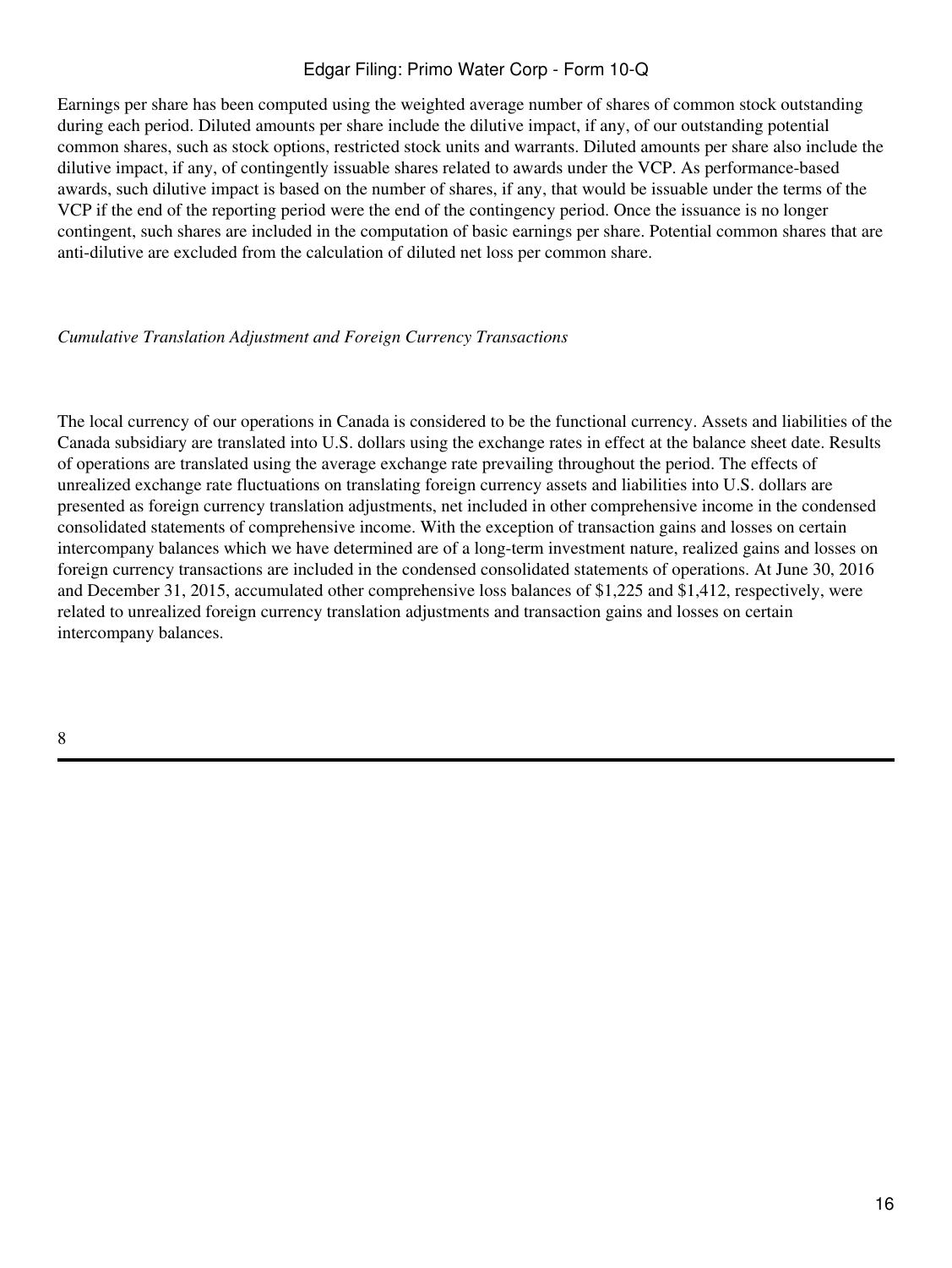Earnings per share has been computed using the weighted average number of shares of common stock outstanding during each period. Diluted amounts per share include the dilutive impact, if any, of our outstanding potential common shares, such as stock options, restricted stock units and warrants. Diluted amounts per share also include the dilutive impact, if any, of contingently issuable shares related to awards under the VCP. As performance-based awards, such dilutive impact is based on the number of shares, if any, that would be issuable under the terms of the VCP if the end of the reporting period were the end of the contingency period. Once the issuance is no longer contingent, such shares are included in the computation of basic earnings per share. Potential common shares that are anti-dilutive are excluded from the calculation of diluted net loss per common share.

*Cumulative Translation Adjustment and Foreign Currency Transactions*

The local currency of our operations in Canada is considered to be the functional currency. Assets and liabilities of the Canada subsidiary are translated into U.S. dollars using the exchange rates in effect at the balance sheet date. Results of operations are translated using the average exchange rate prevailing throughout the period. The effects of unrealized exchange rate fluctuations on translating foreign currency assets and liabilities into U.S. dollars are presented as foreign currency translation adjustments, net included in other comprehensive income in the condensed consolidated statements of comprehensive income. With the exception of transaction gains and losses on certain intercompany balances which we have determined are of a long-term investment nature, realized gains and losses on foreign currency transactions are included in the condensed consolidated statements of operations. At June 30, 2016 and December 31, 2015, accumulated other comprehensive loss balances of $1,225 and $1,412, respectively, were related to unrealized foreign currency translation adjustments and transaction gains and losses on certain intercompany balances.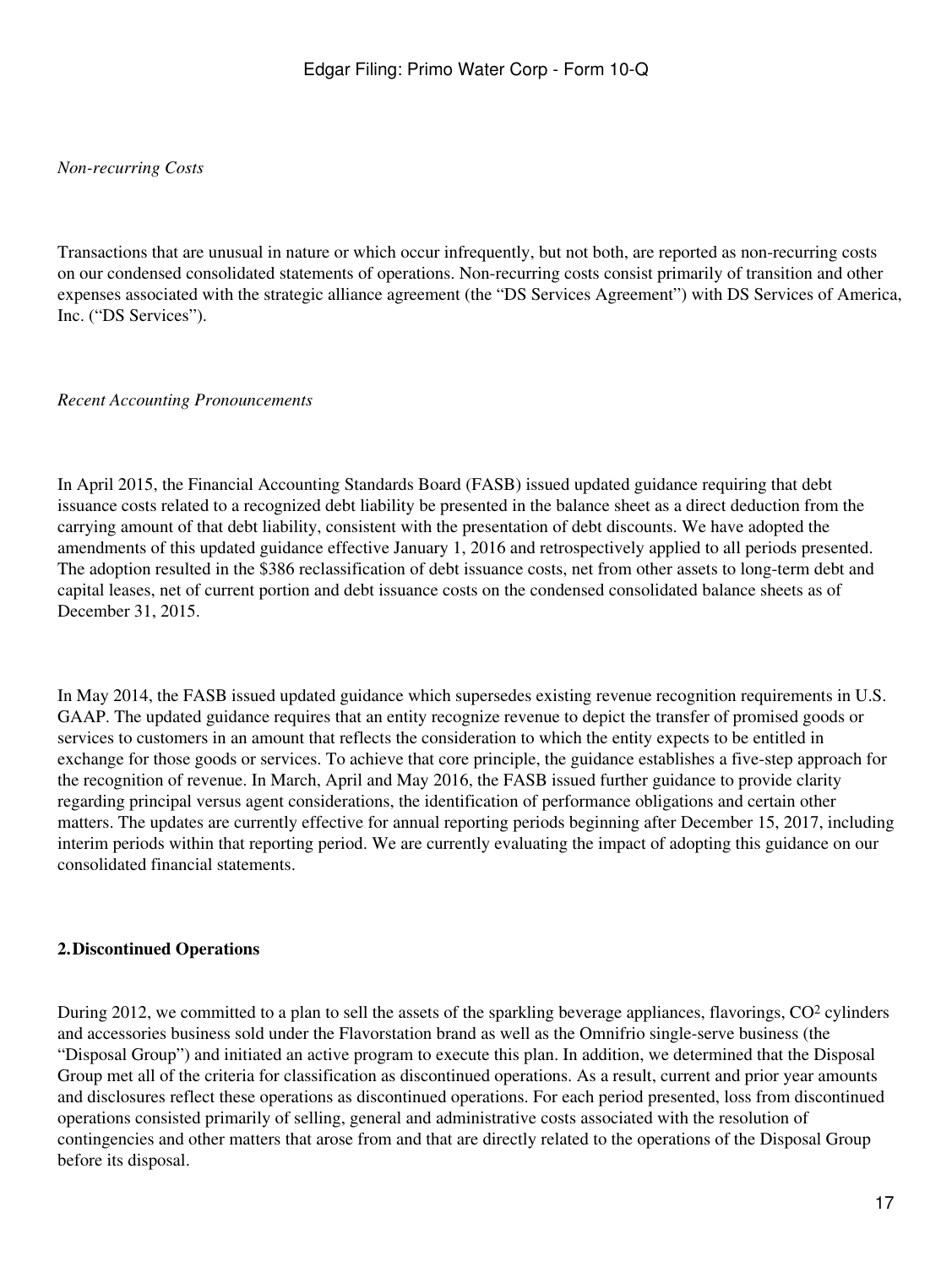*Non-recurring Costs*

Transactions that are unusual in nature or which occur infrequently, but not both, are reported as non-recurring costs on our condensed consolidated statements of operations. Non-recurring costs consist primarily of transition and other expenses associated with the strategic alliance agreement (the "DS Services Agreement") with DS Services of America, Inc. ("DS Services").

*Recent Accounting Pronouncements*

In April 2015, the Financial Accounting Standards Board (FASB) issued updated guidance requiring that debt issuance costs related to a recognized debt liability be presented in the balance sheet as a direct deduction from the carrying amount of that debt liability, consistent with the presentation of debt discounts. We have adopted the amendments of this updated guidance effective January 1, 2016 and retrospectively applied to all periods presented. The adoption resulted in the $386 reclassification of debt issuance costs, net from other assets to long-term debt and capital leases, net of current portion and debt issuance costs on the condensed consolidated balance sheets as of December 31, 2015.

In May 2014, the FASB issued updated guidance which supersedes existing revenue recognition requirements in U.S. GAAP. The updated guidance requires that an entity recognize revenue to depict the transfer of promised goods or services to customers in an amount that reflects the consideration to which the entity expects to be entitled in exchange for those goods or services. To achieve that core principle, the guidance establishes a five-step approach for the recognition of revenue. In March, April and May 2016, the FASB issued further guidance to provide clarity regarding principal versus agent considerations, the identification of performance obligations and certain other matters. The updates are currently effective for annual reporting periods beginning after December 15, 2017, including interim periods within that reporting period. We are currently evaluating the impact of adopting this guidance on our consolidated financial statements.

**2. Discontinued Operations**

During 2012, we committed to a plan to sell the assets of the sparkling beverage appliances, flavorings, $CO^2$ cylinders and accessories business sold under the Flavorstation brand as well as the Omnifrio single-serve business (the "Disposal Group") and initiated an active program to execute this plan. In addition, we determined that the Disposal Group met all of the criteria for classification as discontinued operations. As a result, current and prior year amounts and disclosures reflect these operations as discontinued operations. For each period presented, loss from discontinued operations consisted primarily of selling, general and administrative costs associated with the resolution of contingencies and other matters that arose from and that are directly related to the operations of the Disposal Group before its disposal.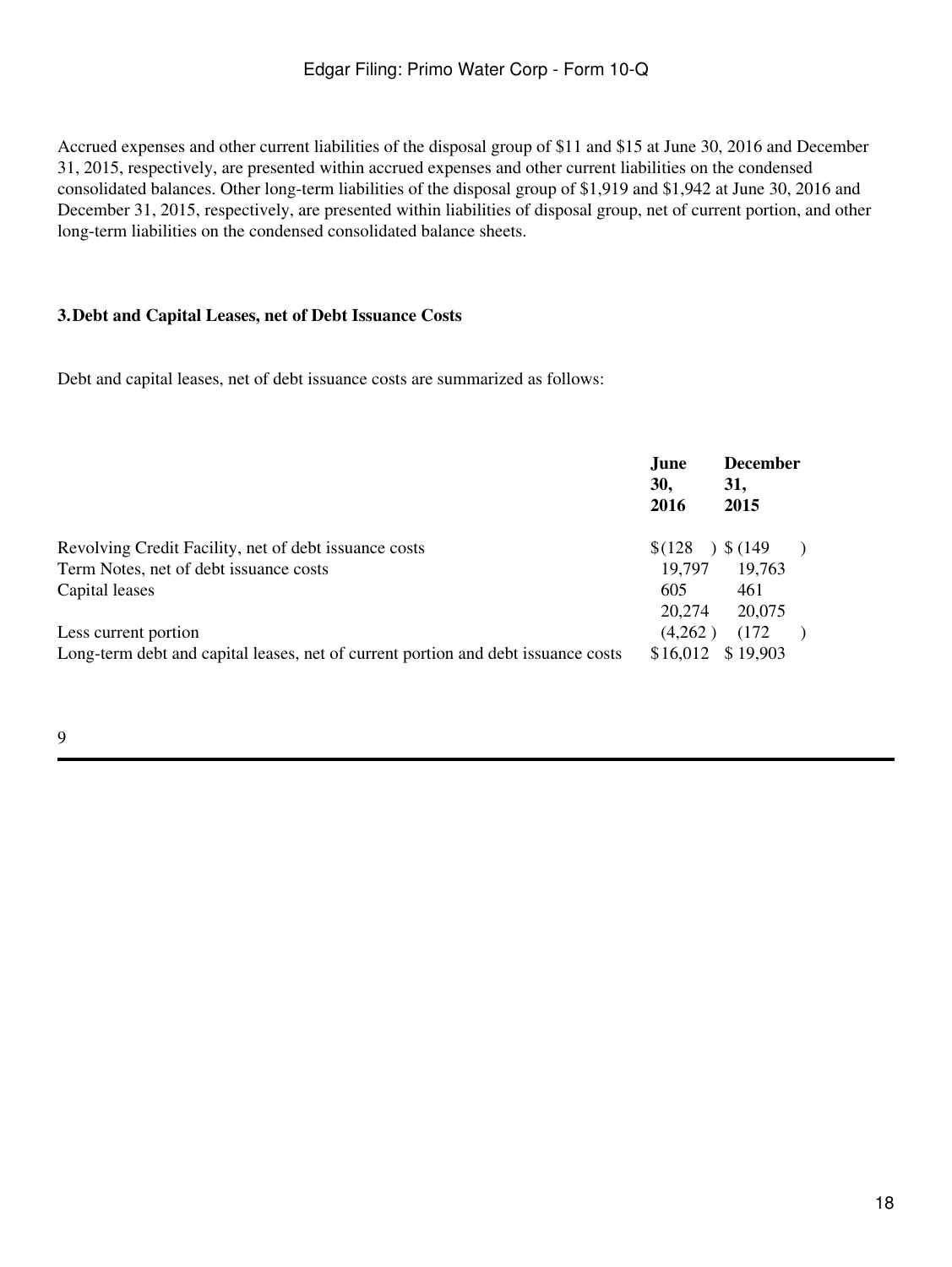Accrued expenses and other current liabilities of the disposal group of $11 and $15 at June 30, 2016 and December 31, 2015, respectively, are presented within accrued expenses and other current liabilities on the condensed consolidated balances. Other long-term liabilities of the disposal group of $1,919 and $1,942 at June 30, 2016 and December 31, 2015, respectively, are presented within liabilities of disposal group, net of current portion, and other long-term liabilities on the condensed consolidated balance sheets.

### 3. Debt and Capital Leases, net of Debt Issuance Costs

Debt and capital leases, net of debt issuance costs are summarized as follows:

| | June 30, 2016 | December 31, 2015 |
|---|---|---|
| Revolving Credit Facility, net of debt issuance costs | $(128) | $(149) |
| Term Notes, net of debt issuance costs | 19,797 | 19,763 |
| Capital leases | 605 | 461 |
| | 20,274 | 20,075 |
| Less current portion | (4,262) | (172) |
| Long-term debt and capital leases, net of current portion and debt issuance costs | $16,012 | $19,903 |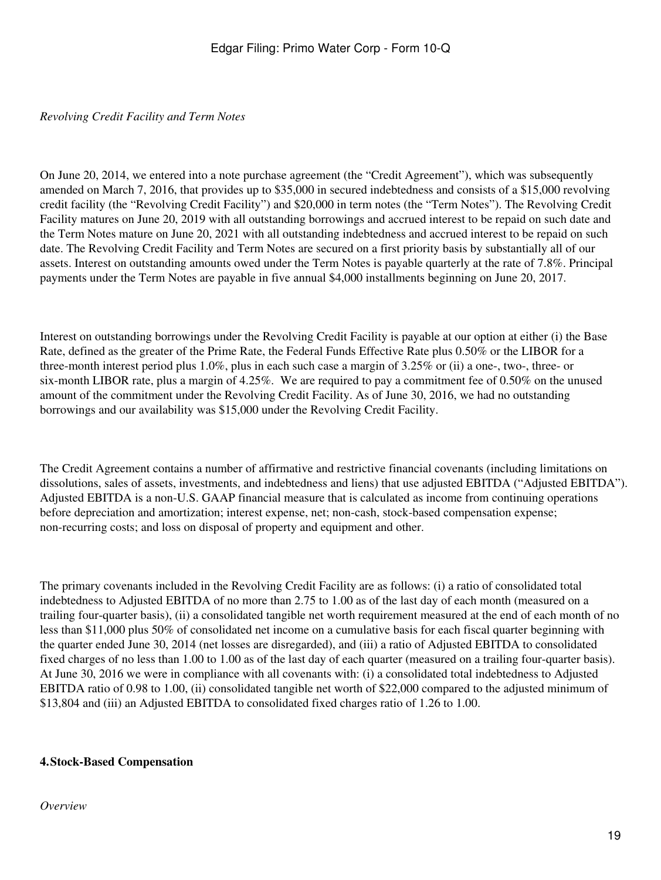*Revolving Credit Facility and Term Notes*

On June 20, 2014, we entered into a note purchase agreement (the "Credit Agreement"), which was subsequently amended on March 7, 2016, that provides up to $35,000 in secured indebtedness and consists of a $15,000 revolving credit facility (the "Revolving Credit Facility") and $20,000 in term notes (the "Term Notes"). The Revolving Credit Facility matures on June 20, 2019 with all outstanding borrowings and accrued interest to be repaid on such date and the Term Notes mature on June 20, 2021 with all outstanding indebtedness and accrued interest to be repaid on such date. The Revolving Credit Facility and Term Notes are secured on a first priority basis by substantially all of our assets. Interest on outstanding amounts owed under the Term Notes is payable quarterly at the rate of 7.8%. Principal payments under the Term Notes are payable in five annual $4,000 installments beginning on June 20, 2017.

Interest on outstanding borrowings under the Revolving Credit Facility is payable at our option at either (i) the Base Rate, defined as the greater of the Prime Rate, the Federal Funds Effective Rate plus 0.50% or the LIBOR for a three-month interest period plus 1.0%, plus in each such case a margin of 3.25% or (ii) a one-, two-, three- or six-month LIBOR rate, plus a margin of 4.25%. We are required to pay a commitment fee of 0.50% on the unused amount of the commitment under the Revolving Credit Facility. As of June 30, 2016, we had no outstanding borrowings and our availability was $15,000 under the Revolving Credit Facility.

The Credit Agreement contains a number of affirmative and restrictive financial covenants (including limitations on dissolutions, sales of assets, investments, and indebtedness and liens) that use adjusted EBITDA ("Adjusted EBITDA"). Adjusted EBITDA is a non-U.S. GAAP financial measure that is calculated as income from continuing operations before depreciation and amortization; interest expense, net; non-cash, stock-based compensation expense; non-recurring costs; and loss on disposal of property and equipment and other.

The primary covenants included in the Revolving Credit Facility are as follows: (i) a ratio of consolidated total indebtedness to Adjusted EBITDA of no more than 2.75 to 1.00 as of the last day of each month (measured on a trailing four-quarter basis), (ii) a consolidated tangible net worth requirement measured at the end of each month of no less than $11,000 plus 50% of consolidated net income on a cumulative basis for each fiscal quarter beginning with the quarter ended June 30, 2014 (net losses are disregarded), and (iii) a ratio of Adjusted EBITDA to consolidated fixed charges of no less than 1.00 to 1.00 as of the last day of each quarter (measured on a trailing four-quarter basis). At June 30, 2016 we were in compliance with all covenants with: (i) a consolidated total indebtedness to Adjusted EBITDA ratio of 0.98 to 1.00, (ii) consolidated tangible net worth of $22,000 compared to the adjusted minimum of $13,804 and (iii) an Adjusted EBITDA to consolidated fixed charges ratio of 1.26 to 1.00.

**4. Stock-Based Compensation**

*Overview*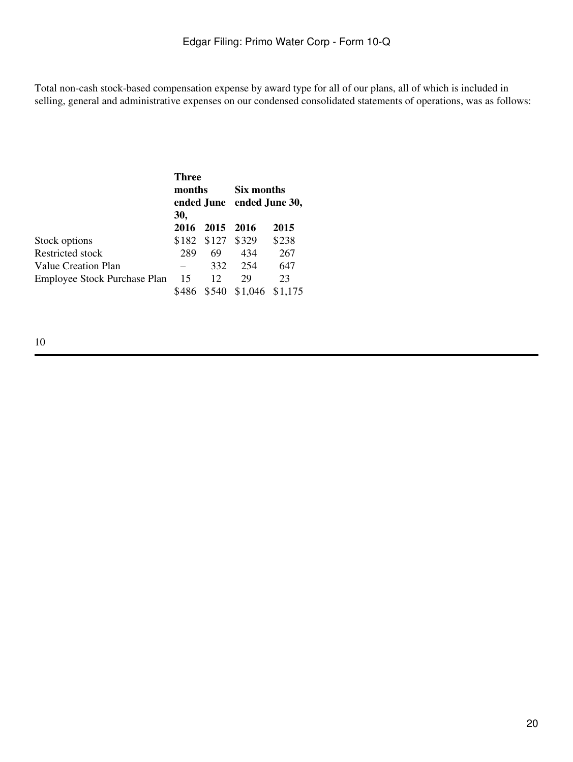Total non-cash stock-based compensation expense by award type for all of our plans, all of which is included in selling, general and administrative expenses on our condensed consolidated statements of operations, was as follows:

| | Three months ended June 30, | | Six months ended June 30, | |
|---|---|---|---|---|
| | 2016 | 2015 | 2016 | 2015 |
| Stock options | $182 | $127 | $329 | $238 |
| Restricted stock | 289 | 69 | 434 | 267 |
| Value Creation Plan | – | 332 | 254 | 647 |
| Employee Stock Purchase Plan | 15 | 12 | 29 | 23 |
| | $486 | $540 | $1,046 | $1,175 |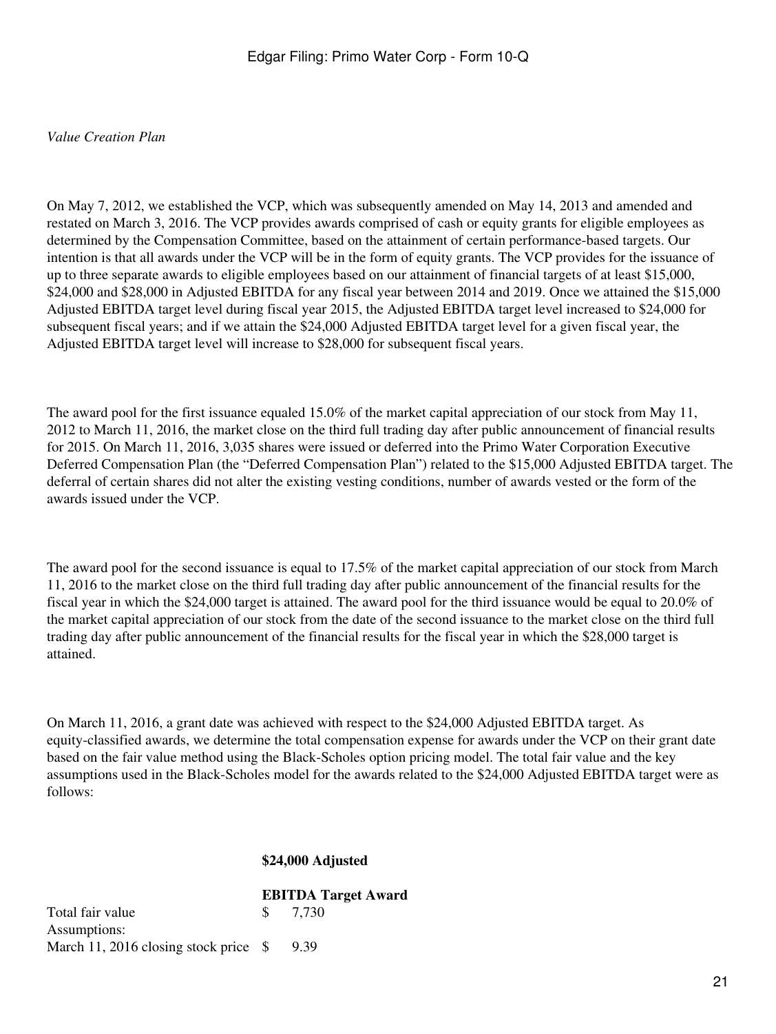*Value Creation Plan*

On May 7, 2012, we established the VCP, which was subsequently amended on May 14, 2013 and amended and restated on March 3, 2016. The VCP provides awards comprised of cash or equity grants for eligible employees as determined by the Compensation Committee, based on the attainment of certain performance-based targets. Our intention is that all awards under the VCP will be in the form of equity grants. The VCP provides for the issuance of up to three separate awards to eligible employees based on our attainment of financial targets of at least $15,000, $24,000 and $28,000 in Adjusted EBITDA for any fiscal year between 2014 and 2019. Once we attained the $15,000 Adjusted EBITDA target level during fiscal year 2015, the Adjusted EBITDA target level increased to $24,000 for subsequent fiscal years; and if we attain the $24,000 Adjusted EBITDA target level for a given fiscal year, the Adjusted EBITDA target level will increase to $28,000 for subsequent fiscal years.

The award pool for the first issuance equaled 15.0% of the market capital appreciation of our stock from May 11, 2012 to March 11, 2016, the market close on the third full trading day after public announcement of financial results for 2015. On March 11, 2016, 3,035 shares were issued or deferred into the Primo Water Corporation Executive Deferred Compensation Plan (the "Deferred Compensation Plan") related to the $15,000 Adjusted EBITDA target. The deferral of certain shares did not alter the existing vesting conditions, number of awards vested or the form of the awards issued under the VCP.

The award pool for the second issuance is equal to 17.5% of the market capital appreciation of our stock from March 11, 2016 to the market close on the third full trading day after public announcement of the financial results for the fiscal year in which the $24,000 target is attained. The award pool for the third issuance would be equal to 20.0% of the market capital appreciation of our stock from the date of the second issuance to the market close on the third full trading day after public announcement of the financial results for the fiscal year in which the $28,000 target is attained.

On March 11, 2016, a grant date was achieved with respect to the $24,000 Adjusted EBITDA target. As equity-classified awards, we determine the total compensation expense for awards under the VCP on their grant date based on the fair value method using the Black-Scholes option pricing model. The total fair value and the key assumptions used in the Black-Scholes model for the awards related to the $24,000 Adjusted EBITDA target were as follows:

| | **$24,000 Adjusted EBITDA Target Award** |
|---|---|
| Total fair value | $ 7,730 |
| Assumptions: | |
| March 11, 2016 closing stock price | $ 9.39 |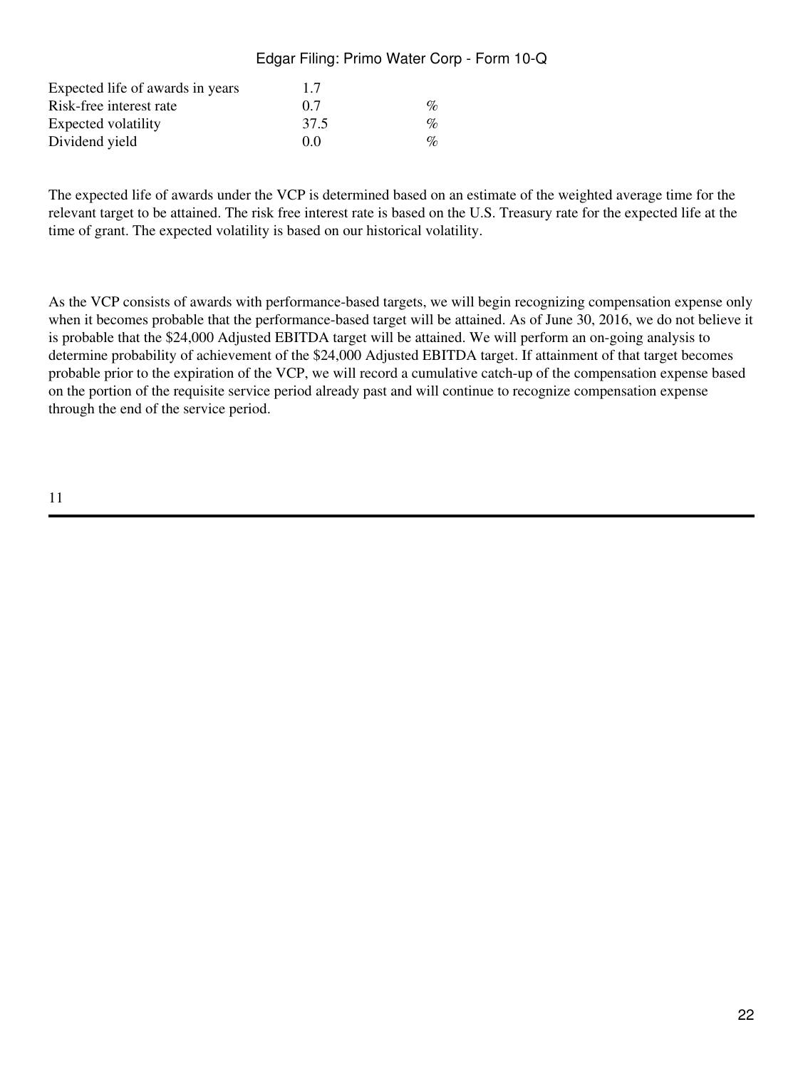| | | |
|---|---|---|
| Expected life of awards in years | 1.7 | |
| Risk-free interest rate | 0.7 | % |
| Expected volatility | 37.5 | % |
| Dividend yield | 0.0 | % |

The expected life of awards under the VCP is determined based on an estimate of the weighted average time for the relevant target to be attained. The risk free interest rate is based on the U.S. Treasury rate for the expected life at the time of grant. The expected volatility is based on our historical volatility.

As the VCP consists of awards with performance-based targets, we will begin recognizing compensation expense only when it becomes probable that the performance-based target will be attained. As of June 30, 2016, we do not believe it is probable that the $24,000 Adjusted EBITDA target will be attained. We will perform an on-going analysis to determine probability of achievement of the $24,000 Adjusted EBITDA target. If attainment of that target becomes probable prior to the expiration of the VCP, we will record a cumulative catch-up of the compensation expense based on the portion of the requisite service period already past and will continue to recognize compensation expense through the end of the service period.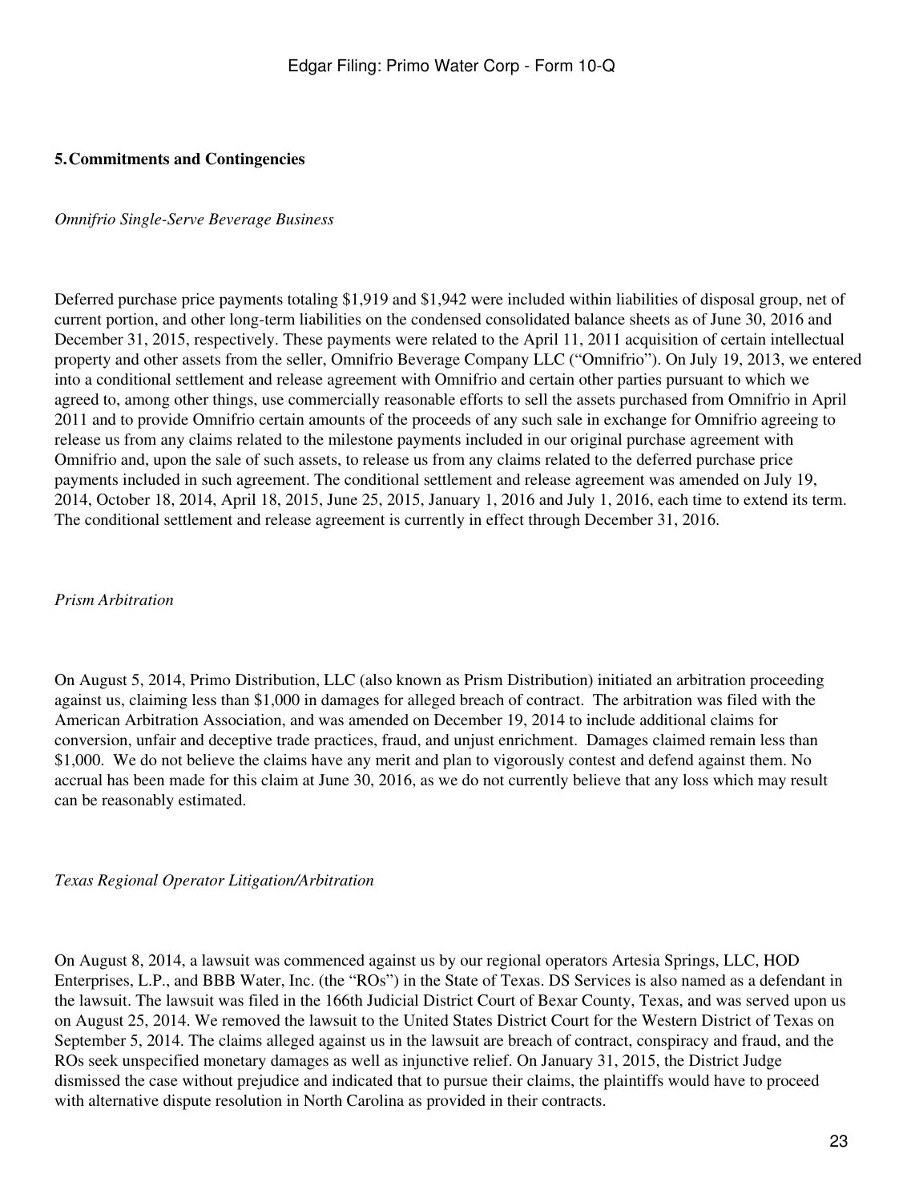## 5. Commitments and Contingencies

*Omnifrio Single-Serve Beverage Business*

Deferred purchase price payments totaling $1,919 and $1,942 were included within liabilities of disposal group, net of current portion, and other long-term liabilities on the condensed consolidated balance sheets as of June 30, 2016 and December 31, 2015, respectively. These payments were related to the April 11, 2011 acquisition of certain intellectual property and other assets from the seller, Omnifrio Beverage Company LLC ("Omnifrio"). On July 19, 2013, we entered into a conditional settlement and release agreement with Omnifrio and certain other parties pursuant to which we agreed to, among other things, use commercially reasonable efforts to sell the assets purchased from Omnifrio in April 2011 and to provide Omnifrio certain amounts of the proceeds of any such sale in exchange for Omnifrio agreeing to release us from any claims related to the milestone payments included in our original purchase agreement with Omnifrio and, upon the sale of such assets, to release us from any claims related to the deferred purchase price payments included in such agreement. The conditional settlement and release agreement was amended on July 19, 2014, October 18, 2014, April 18, 2015, June 25, 2015, January 1, 2016 and July 1, 2016, each time to extend its term. The conditional settlement and release agreement is currently in effect through December 31, 2016.

*Prism Arbitration*

On August 5, 2014, Primo Distribution, LLC (also known as Prism Distribution) initiated an arbitration proceeding against us, claiming less than $1,000 in damages for alleged breach of contract. The arbitration was filed with the American Arbitration Association, and was amended on December 19, 2014 to include additional claims for conversion, unfair and deceptive trade practices, fraud, and unjust enrichment. Damages claimed remain less than $1,000. We do not believe the claims have any merit and plan to vigorously contest and defend against them. No accrual has been made for this claim at June 30, 2016, as we do not currently believe that any loss which may result can be reasonably estimated.

*Texas Regional Operator Litigation/Arbitration*

On August 8, 2014, a lawsuit was commenced against us by our regional operators Artesia Springs, LLC, HOD Enterprises, L.P., and BBB Water, Inc. (the "ROs") in the State of Texas. DS Services is also named as a defendant in the lawsuit. The lawsuit was filed in the 166th Judicial District Court of Bexar County, Texas, and was served upon us on August 25, 2014. We removed the lawsuit to the United States District Court for the Western District of Texas on September 5, 2014. The claims alleged against us in the lawsuit are breach of contract, conspiracy and fraud, and the ROs seek unspecified monetary damages as well as injunctive relief. On January 31, 2015, the District Judge dismissed the case without prejudice and indicated that to pursue their claims, the plaintiffs would have to proceed with alternative dispute resolution in North Carolina as provided in their contracts.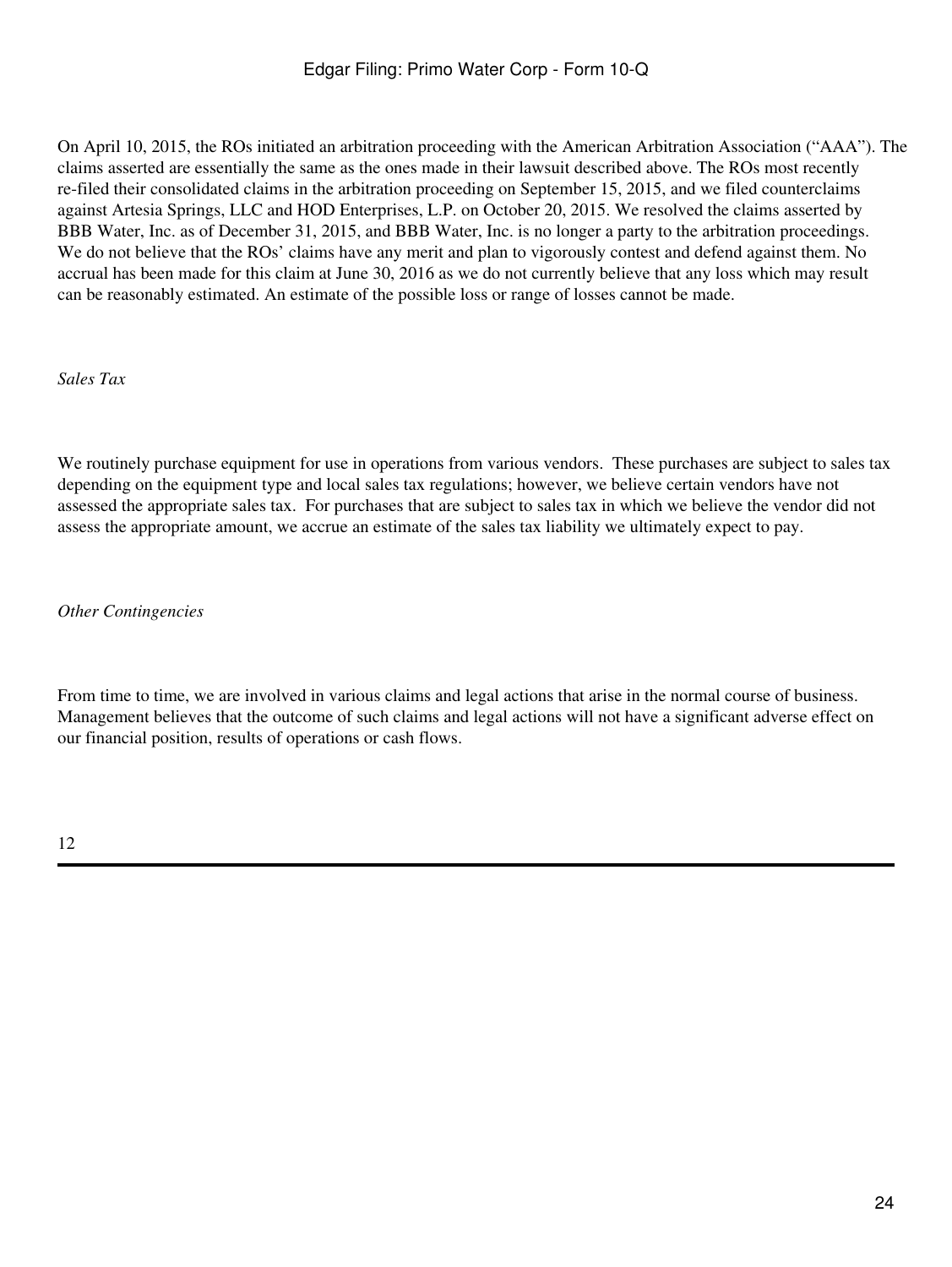On April 10, 2015, the ROs initiated an arbitration proceeding with the American Arbitration Association ("AAA"). The claims asserted are essentially the same as the ones made in their lawsuit described above. The ROs most recently re-filed their consolidated claims in the arbitration proceeding on September 15, 2015, and we filed counterclaims against Artesia Springs, LLC and HOD Enterprises, L.P. on October 20, 2015. We resolved the claims asserted by BBB Water, Inc. as of December 31, 2015, and BBB Water, Inc. is no longer a party to the arbitration proceedings. We do not believe that the ROs' claims have any merit and plan to vigorously contest and defend against them. No accrual has been made for this claim at June 30, 2016 as we do not currently believe that any loss which may result can be reasonably estimated. An estimate of the possible loss or range of losses cannot be made.

*Sales Tax*

We routinely purchase equipment for use in operations from various vendors. These purchases are subject to sales tax depending on the equipment type and local sales tax regulations; however, we believe certain vendors have not assessed the appropriate sales tax. For purchases that are subject to sales tax in which we believe the vendor did not assess the appropriate amount, we accrue an estimate of the sales tax liability we ultimately expect to pay.

*Other Contingencies*

From time to time, we are involved in various claims and legal actions that arise in the normal course of business. Management believes that the outcome of such claims and legal actions will not have a significant adverse effect on our financial position, results of operations or cash flows.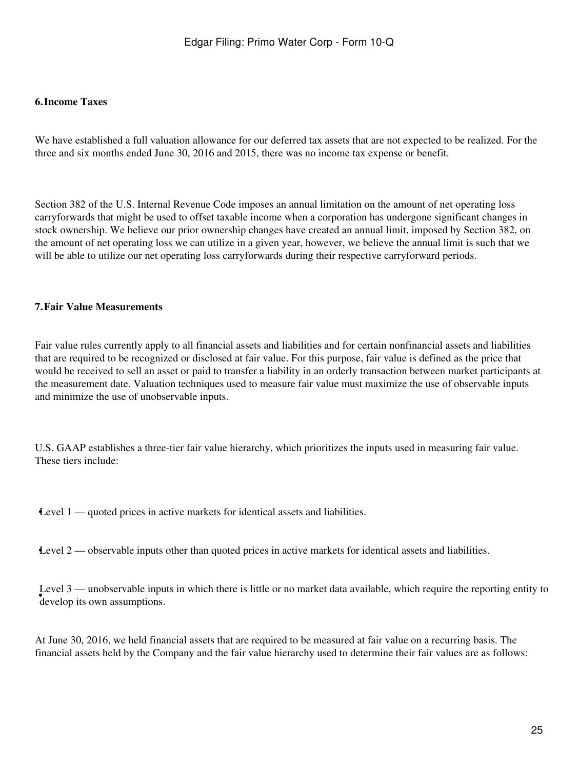### 6. Income Taxes

We have established a full valuation allowance for our deferred tax assets that are not expected to be realized. For the three and six months ended June 30, 2016 and 2015, there was no income tax expense or benefit.

Section 382 of the U.S. Internal Revenue Code imposes an annual limitation on the amount of net operating loss carryforwards that might be used to offset taxable income when a corporation has undergone significant changes in stock ownership. We believe our prior ownership changes have created an annual limit, imposed by Section 382, on the amount of net operating loss we can utilize in a given year, however, we believe the annual limit is such that we will be able to utilize our net operating loss carryforwards during their respective carryforward periods.

### 7. Fair Value Measurements

Fair value rules currently apply to all financial assets and liabilities and for certain nonfinancial assets and liabilities that are required to be recognized or disclosed at fair value. For this purpose, fair value is defined as the price that would be received to sell an asset or paid to transfer a liability in an orderly transaction between market participants at the measurement date. Valuation techniques used to measure fair value must maximize the use of observable inputs and minimize the use of unobservable inputs.

U.S. GAAP establishes a three-tier fair value hierarchy, which prioritizes the inputs used in measuring fair value. These tiers include:

- Level 1 — quoted prices in active markets for identical assets and liabilities.
- Level 2 — observable inputs other than quoted prices in active markets for identical assets and liabilities.
- Level 3 — unobservable inputs in which there is little or no market data available, which require the reporting entity to develop its own assumptions.

At June 30, 2016, we held financial assets that are required to be measured at fair value on a recurring basis. The financial assets held by the Company and the fair value hierarchy used to determine their fair values are as follows: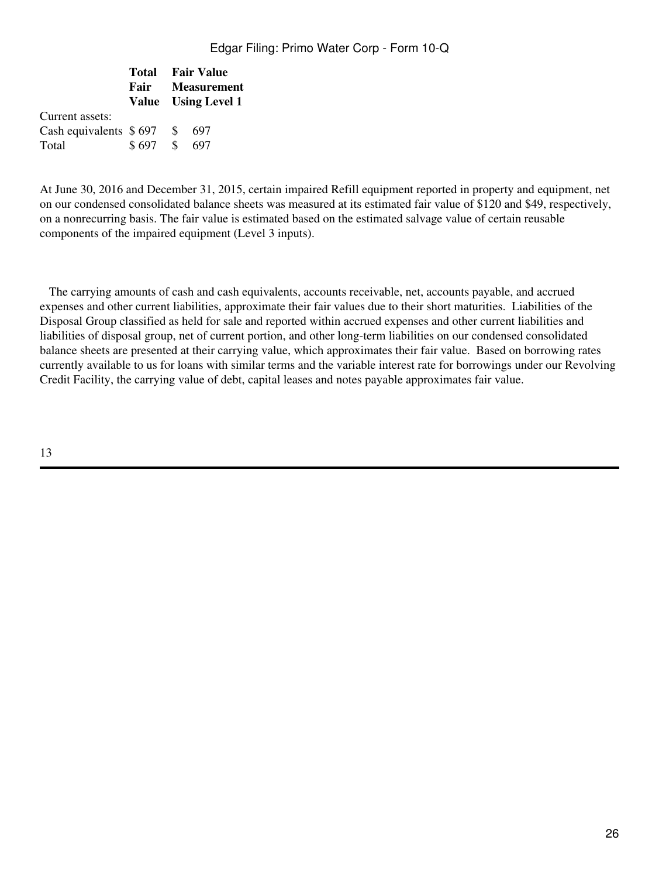| | Total Fair Value | Fair Value Measurement Using Level 1 |
|---|---|---|
| Current assets: | | |
| Cash equivalents | $ 697 | $ 697 |
| Total | $ 697 | $ 697 |

At June 30, 2016 and December 31, 2015, certain impaired Refill equipment reported in property and equipment, net on our condensed consolidated balance sheets was measured at its estimated fair value of $120 and $49, respectively, on a nonrecurring basis. The fair value is estimated based on the estimated salvage value of certain reusable components of the impaired equipment (Level 3 inputs).

The carrying amounts of cash and cash equivalents, accounts receivable, net, accounts payable, and accrued expenses and other current liabilities, approximate their fair values due to their short maturities. Liabilities of the Disposal Group classified as held for sale and reported within accrued expenses and other current liabilities and liabilities of disposal group, net of current portion, and other long-term liabilities on our condensed consolidated balance sheets are presented at their carrying value, which approximates their fair value. Based on borrowing rates currently available to us for loans with similar terms and the variable interest rate for borrowings under our Revolving Credit Facility, the carrying value of debt, capital leases and notes payable approximates fair value.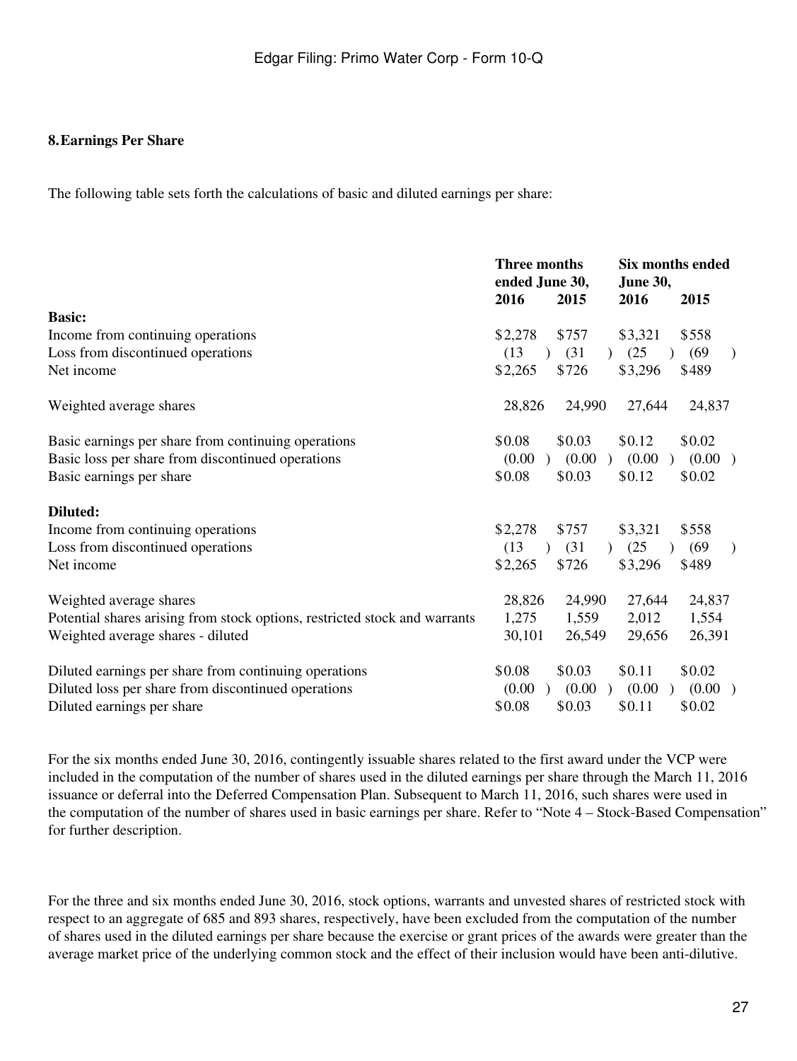## 8. Earnings Per Share

The following table sets forth the calculations of basic and diluted earnings per share:

| | Three months ended June 30, | | Six months ended June 30, | |
|---|---|---|---|---|
| | 2016 | 2015 | 2016 | 2015 |
| **Basic:** | | | | |
| Income from continuing operations | $2,278 | $757 | $3,321 | $558 |
| Loss from discontinued operations | (13) | (31) | (25) | (69) |
| Net income | $2,265 | $726 | $3,296 | $489 |
| | | | | |
| Weighted average shares | 28,826 | 24,990 | 27,644 | 24,837 |
| | | | | |
| Basic earnings per share from continuing operations | $0.08 | $0.03 | $0.12 | $0.02 |
| Basic loss per share from discontinued operations | (0.00) | (0.00) | (0.00) | (0.00) |
| Basic earnings per share | $0.08 | $0.03 | $0.12 | $0.02 |
| | | | | |
| **Diluted:** | | | | |
| Income from continuing operations | $2,278 | $757 | $3,321 | $558 |
| Loss from discontinued operations | (13) | (31) | (25) | (69) |
| Net income | $2,265 | $726 | $3,296 | $489 |
| | | | | |
| Weighted average shares | 28,826 | 24,990 | 27,644 | 24,837 |
| Potential shares arising from stock options, restricted stock and warrants | 1,275 | 1,559 | 2,012 | 1,554 |
| Weighted average shares - diluted | 30,101 | 26,549 | 29,656 | 26,391 |
| | | | | |
| Diluted earnings per share from continuing operations | $0.08 | $0.03 | $0.11 | $0.02 |
| Diluted loss per share from discontinued operations | (0.00) | (0.00) | (0.00) | (0.00) |
| Diluted earnings per share | $0.08 | $0.03 | $0.11 | $0.02 |

For the six months ended June 30, 2016, contingently issuable shares related to the first award under the VCP were included in the computation of the number of shares used in the diluted earnings per share through the March 11, 2016 issuance or deferral into the Deferred Compensation Plan. Subsequent to March 11, 2016, such shares were used in the computation of the number of shares used in basic earnings per share. Refer to "Note 4 – Stock-Based Compensation" for further description.

For the three and six months ended June 30, 2016, stock options, warrants and unvested shares of restricted stock with respect to an aggregate of 685 and 893 shares, respectively, have been excluded from the computation of the number of shares used in the diluted earnings per share because the exercise or grant prices of the awards were greater than the average market price of the underlying common stock and the effect of their inclusion would have been anti-dilutive.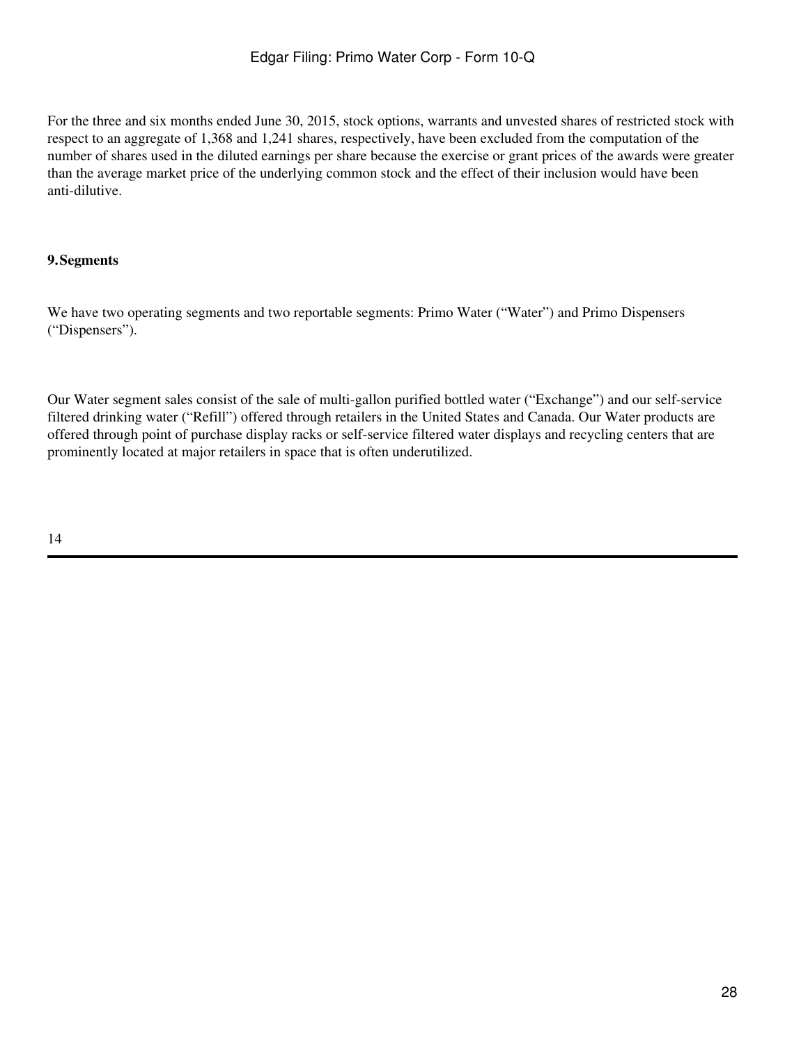For the three and six months ended June 30, 2015, stock options, warrants and unvested shares of restricted stock with respect to an aggregate of 1,368 and 1,241 shares, respectively, have been excluded from the computation of the number of shares used in the diluted earnings per share because the exercise or grant prices of the awards were greater than the average market price of the underlying common stock and the effect of their inclusion would have been anti-dilutive.

**9. Segments**

We have two operating segments and two reportable segments: Primo Water ("Water") and Primo Dispensers ("Dispensers").

Our Water segment sales consist of the sale of multi-gallon purified bottled water ("Exchange") and our self-service filtered drinking water ("Refill") offered through retailers in the United States and Canada. Our Water products are offered through point of purchase display racks or self-service filtered water displays and recycling centers that are prominently located at major retailers in space that is often underutilized.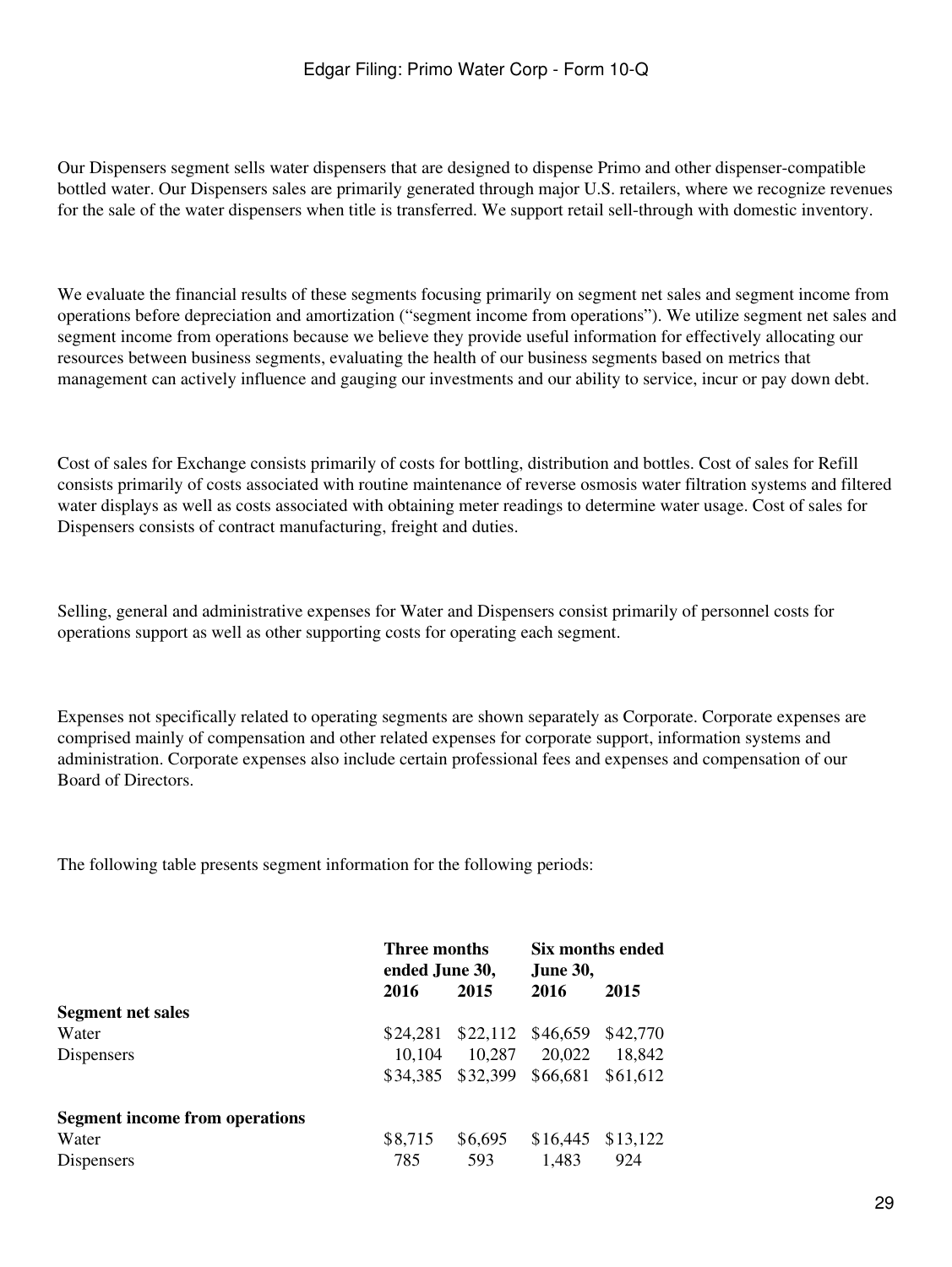Our Dispensers segment sells water dispensers that are designed to dispense Primo and other dispenser-compatible bottled water. Our Dispensers sales are primarily generated through major U.S. retailers, where we recognize revenues for the sale of the water dispensers when title is transferred. We support retail sell-through with domestic inventory.

We evaluate the financial results of these segments focusing primarily on segment net sales and segment income from operations before depreciation and amortization ("segment income from operations"). We utilize segment net sales and segment income from operations because we believe they provide useful information for effectively allocating our resources between business segments, evaluating the health of our business segments based on metrics that management can actively influence and gauging our investments and our ability to service, incur or pay down debt.

Cost of sales for Exchange consists primarily of costs for bottling, distribution and bottles. Cost of sales for Refill consists primarily of costs associated with routine maintenance of reverse osmosis water filtration systems and filtered water displays as well as costs associated with obtaining meter readings to determine water usage. Cost of sales for Dispensers consists of contract manufacturing, freight and duties.

Selling, general and administrative expenses for Water and Dispensers consist primarily of personnel costs for operations support as well as other supporting costs for operating each segment.

Expenses not specifically related to operating segments are shown separately as Corporate. Corporate expenses are comprised mainly of compensation and other related expenses for corporate support, information systems and administration. Corporate expenses also include certain professional fees and expenses and compensation of our Board of Directors.

The following table presents segment information for the following periods:

| | **Three months ended June 30,** | | **Six months ended June 30,** | |
|---|---|---|---|---|
| | **2016** | **2015** | **2016** | **2015** |
| **Segment net sales** | | | | |
| Water | $24,281 | $22,112 | $46,659 | $42,770 |
| Dispensers | 10,104 | 10,287 | 20,022 | 18,842 |
| | $34,385 | $32,399 | $66,681 | $61,612 |
| | | | | |
| **Segment income from operations** | | | | |
| Water | $8,715 | $6,695 | $16,445 | $13,122 |
| Dispensers | 785 | 593 | 1,483 | 924 |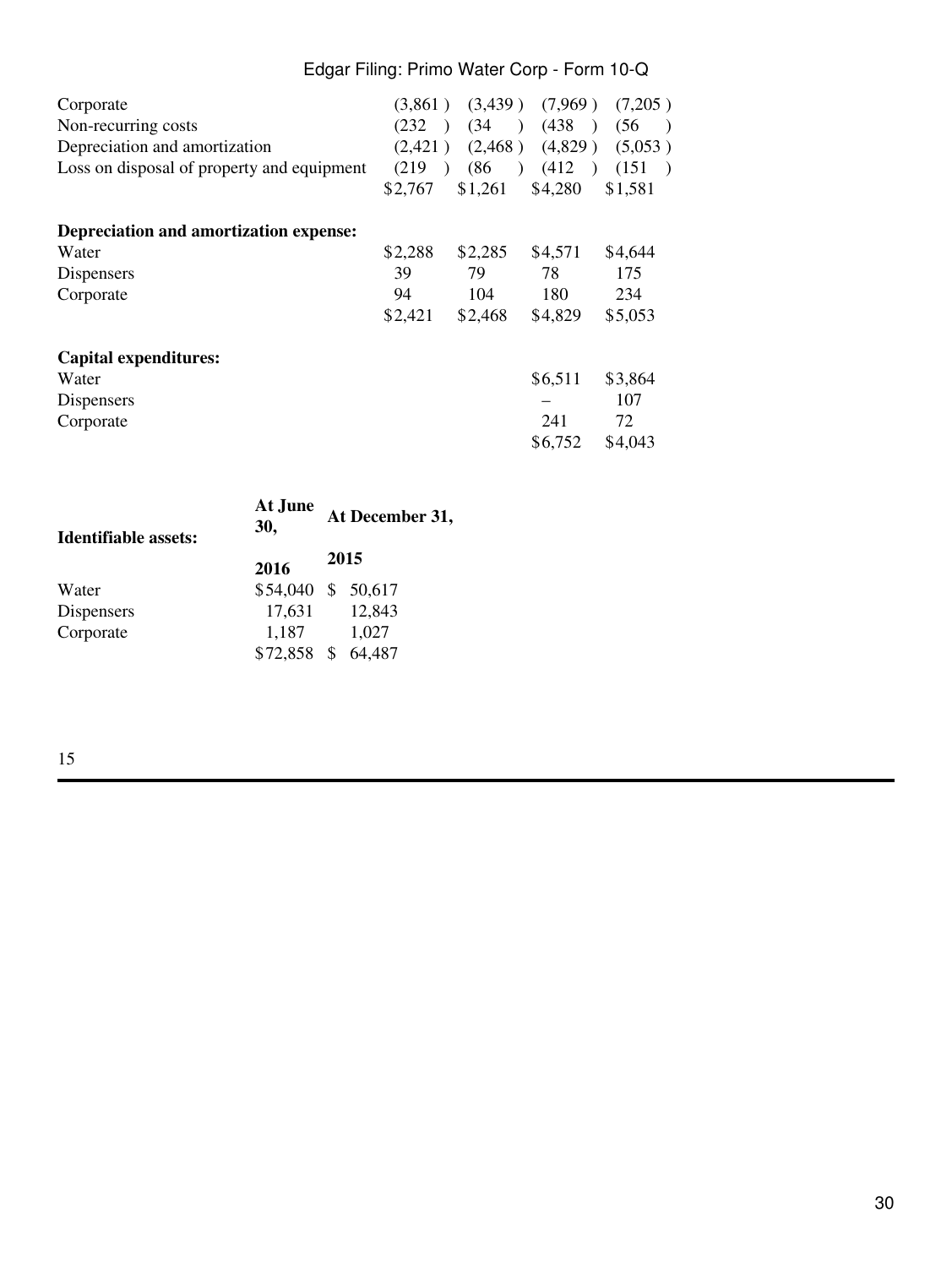| | | | | |
|---|---|---|---|---|
| Corporate | (3,861 ) | (3,439 ) | (7,969 ) | (7,205 ) |
| Non-recurring costs | (232 ) | (34 ) | (438 ) | (56 ) |
| Depreciation and amortization | (2,421 ) | (2,468 ) | (4,829 ) | (5,053 ) |
| Loss on disposal of property and equipment | (219 ) | (86 ) | (412 ) | (151 ) |
| | $2,767 | $1,261 | $4,280 | $1,581 |
| | | | | |
| **Depreciation and amortization expense:** | | | | |
| Water | $2,288 | $2,285 | $4,571 | $4,644 |
| Dispensers | 39 | 79 | 78 | 175 |
| Corporate | 94 | 104 | 180 | 234 |
| | $2,421 | $2,468 | $4,829 | $5,053 |
| | | | | |
| **Capital expenditures:** | | | | |
| Water | | | $6,511 | $3,864 |
| Dispensers | | | – | 107 |
| Corporate | | | 241 | 72 |
| | | | $6,752 | $4,043 |

| **Identifiable assets:** | **At June 30, 2016** | **At December 31, 2015** |
|---|---|---|
| Water | $54,040 | $ 50,617 |
| Dispensers | 17,631 | 12,843 |
| Corporate | 1,187 | 1,027 |
| | $72,858 | $ 64,487 |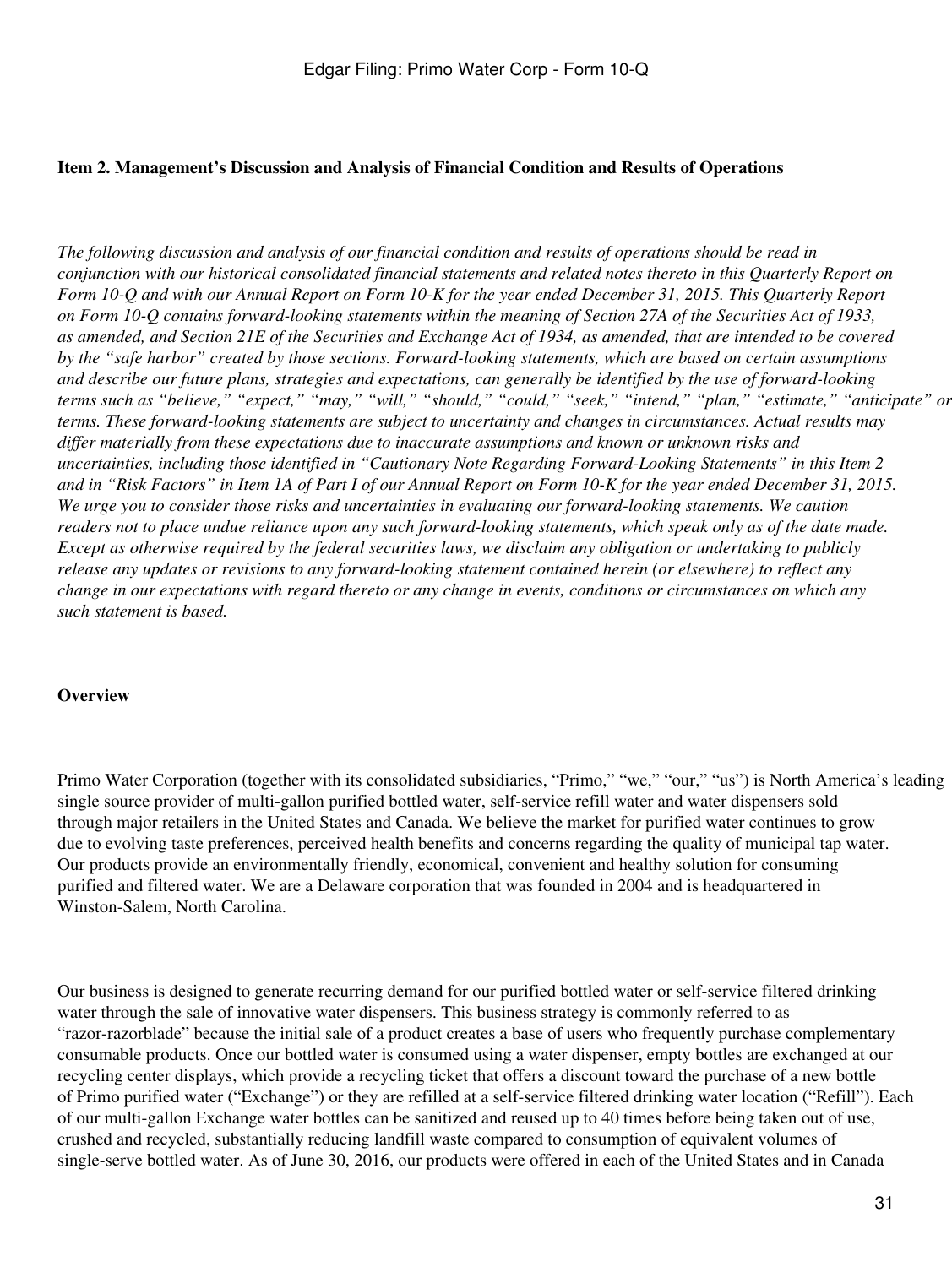## Item 2. Management's Discussion and Analysis of Financial Condition and Results of Operations

*The following discussion and analysis of our financial condition and results of operations should be read in conjunction with our historical consolidated financial statements and related notes thereto in this Quarterly Report on Form 10-Q and with our Annual Report on Form 10-K for the year ended December 31, 2015. This Quarterly Report on Form 10-Q contains forward-looking statements within the meaning of Section 27A of the Securities Act of 1933, as amended, and Section 21E of the Securities and Exchange Act of 1934, as amended, that are intended to be covered by the "safe harbor" created by those sections. Forward-looking statements, which are based on certain assumptions and describe our future plans, strategies and expectations, can generally be identified by the use of forward-looking terms such as "believe," "expect," "may," "will," "should," "could," "seek," "intend," "plan," "estimate," "anticipate" or terms. These forward-looking statements are subject to uncertainty and changes in circumstances. Actual results may differ materially from these expectations due to inaccurate assumptions and known or unknown risks and uncertainties, including those identified in "Cautionary Note Regarding Forward-Looking Statements" in this Item 2 and in "Risk Factors" in Item 1A of Part I of our Annual Report on Form 10-K for the year ended December 31, 2015. We urge you to consider those risks and uncertainties in evaluating our forward-looking statements. We caution readers not to place undue reliance upon any such forward-looking statements, which speak only as of the date made. Except as otherwise required by the federal securities laws, we disclaim any obligation or undertaking to publicly release any updates or revisions to any forward-looking statement contained herein (or elsewhere) to reflect any change in our expectations with regard thereto or any change in events, conditions or circumstances on which any such statement is based.*

## Overview

Primo Water Corporation (together with its consolidated subsidiaries, "Primo," "we," "our," "us") is North America's leading single source provider of multi-gallon purified bottled water, self-service refill water and water dispensers sold through major retailers in the United States and Canada. We believe the market for purified water continues to grow due to evolving taste preferences, perceived health benefits and concerns regarding the quality of municipal tap water. Our products provide an environmentally friendly, economical, convenient and healthy solution for consuming purified and filtered water. We are a Delaware corporation that was founded in 2004 and is headquartered in Winston-Salem, North Carolina.

Our business is designed to generate recurring demand for our purified bottled water or self-service filtered drinking water through the sale of innovative water dispensers. This business strategy is commonly referred to as "razor-razorblade" because the initial sale of a product creates a base of users who frequently purchase complementary consumable products. Once our bottled water is consumed using a water dispenser, empty bottles are exchanged at our recycling center displays, which provide a recycling ticket that offers a discount toward the purchase of a new bottle of Primo purified water ("Exchange") or they are refilled at a self-service filtered drinking water location ("Refill"). Each of our multi-gallon Exchange water bottles can be sanitized and reused up to 40 times before being taken out of use, crushed and recycled, substantially reducing landfill waste compared to consumption of equivalent volumes of single-serve bottled water. As of June 30, 2016, our products were offered in each of the United States and in Canada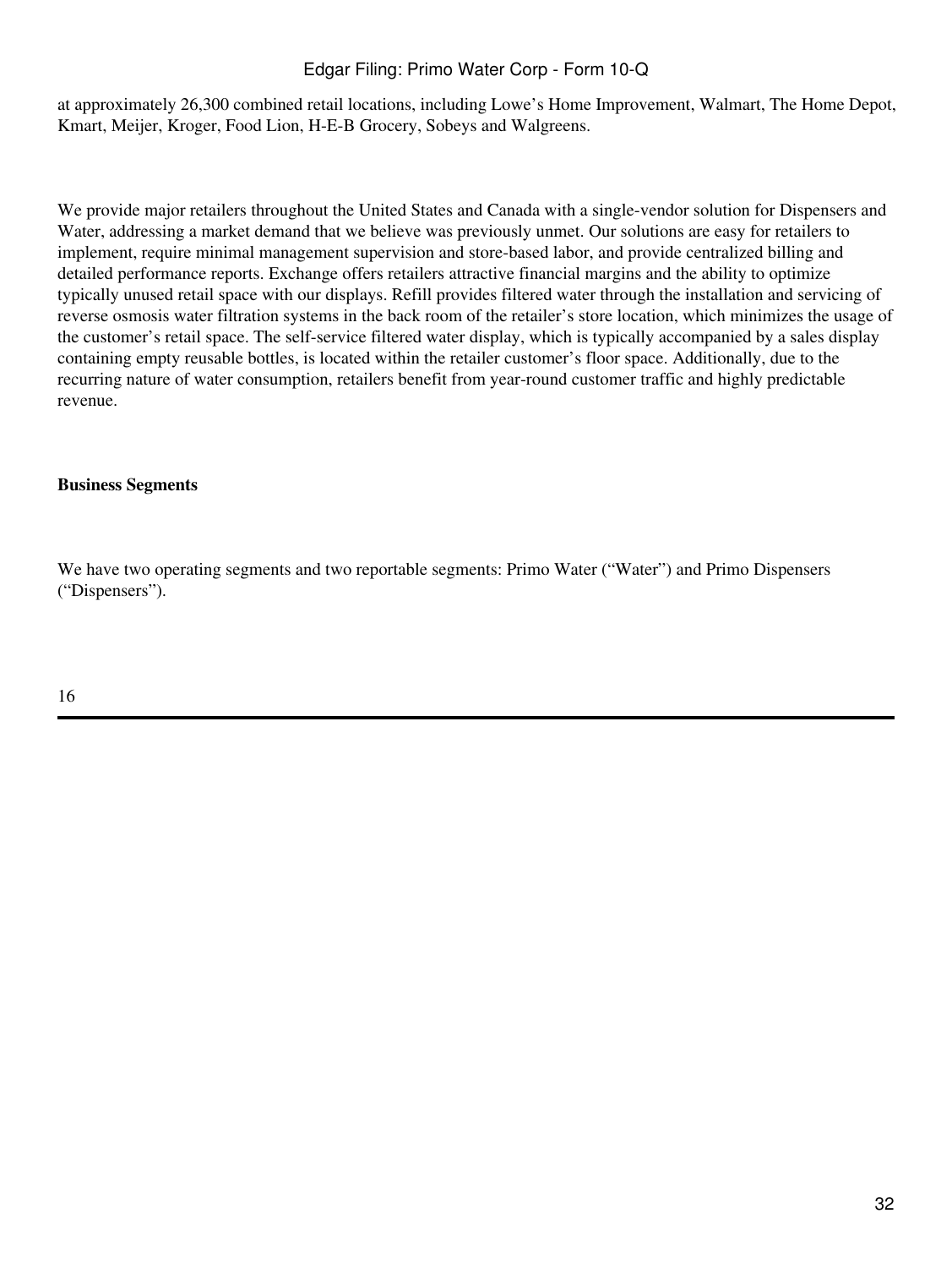at approximately 26,300 combined retail locations, including Lowe's Home Improvement, Walmart, The Home Depot, Kmart, Meijer, Kroger, Food Lion, H-E-B Grocery, Sobeys and Walgreens.

We provide major retailers throughout the United States and Canada with a single-vendor solution for Dispensers and Water, addressing a market demand that we believe was previously unmet. Our solutions are easy for retailers to implement, require minimal management supervision and store-based labor, and provide centralized billing and detailed performance reports. Exchange offers retailers attractive financial margins and the ability to optimize typically unused retail space with our displays. Refill provides filtered water through the installation and servicing of reverse osmosis water filtration systems in the back room of the retailer's store location, which minimizes the usage of the customer's retail space. The self-service filtered water display, which is typically accompanied by a sales display containing empty reusable bottles, is located within the retailer customer's floor space. Additionally, due to the recurring nature of water consumption, retailers benefit from year-round customer traffic and highly predictable revenue.

**Business Segments**

We have two operating segments and two reportable segments: Primo Water ("Water") and Primo Dispensers ("Dispensers").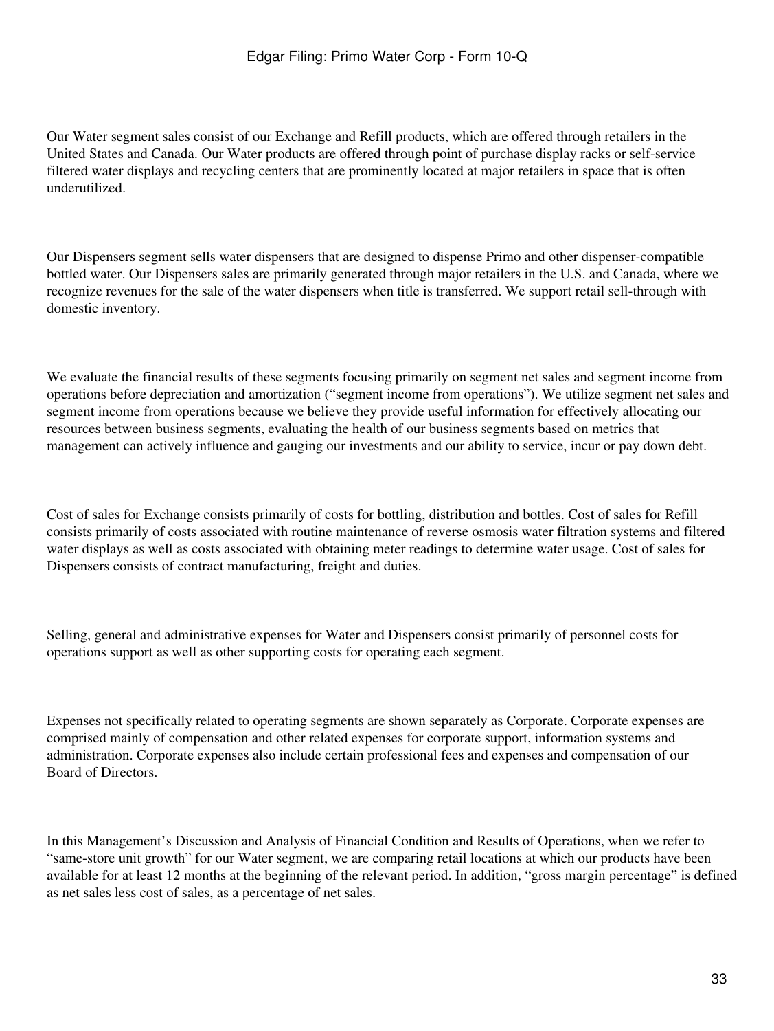Our Water segment sales consist of our Exchange and Refill products, which are offered through retailers in the United States and Canada. Our Water products are offered through point of purchase display racks or self-service filtered water displays and recycling centers that are prominently located at major retailers in space that is often underutilized.

Our Dispensers segment sells water dispensers that are designed to dispense Primo and other dispenser-compatible bottled water. Our Dispensers sales are primarily generated through major retailers in the U.S. and Canada, where we recognize revenues for the sale of the water dispensers when title is transferred. We support retail sell-through with domestic inventory.

We evaluate the financial results of these segments focusing primarily on segment net sales and segment income from operations before depreciation and amortization ("segment income from operations"). We utilize segment net sales and segment income from operations because we believe they provide useful information for effectively allocating our resources between business segments, evaluating the health of our business segments based on metrics that management can actively influence and gauging our investments and our ability to service, incur or pay down debt.

Cost of sales for Exchange consists primarily of costs for bottling, distribution and bottles. Cost of sales for Refill consists primarily of costs associated with routine maintenance of reverse osmosis water filtration systems and filtered water displays as well as costs associated with obtaining meter readings to determine water usage. Cost of sales for Dispensers consists of contract manufacturing, freight and duties.

Selling, general and administrative expenses for Water and Dispensers consist primarily of personnel costs for operations support as well as other supporting costs for operating each segment.

Expenses not specifically related to operating segments are shown separately as Corporate. Corporate expenses are comprised mainly of compensation and other related expenses for corporate support, information systems and administration. Corporate expenses also include certain professional fees and expenses and compensation of our Board of Directors.

In this Management's Discussion and Analysis of Financial Condition and Results of Operations, when we refer to "same-store unit growth" for our Water segment, we are comparing retail locations at which our products have been available for at least 12 months at the beginning of the relevant period. In addition, "gross margin percentage" is defined as net sales less cost of sales, as a percentage of net sales.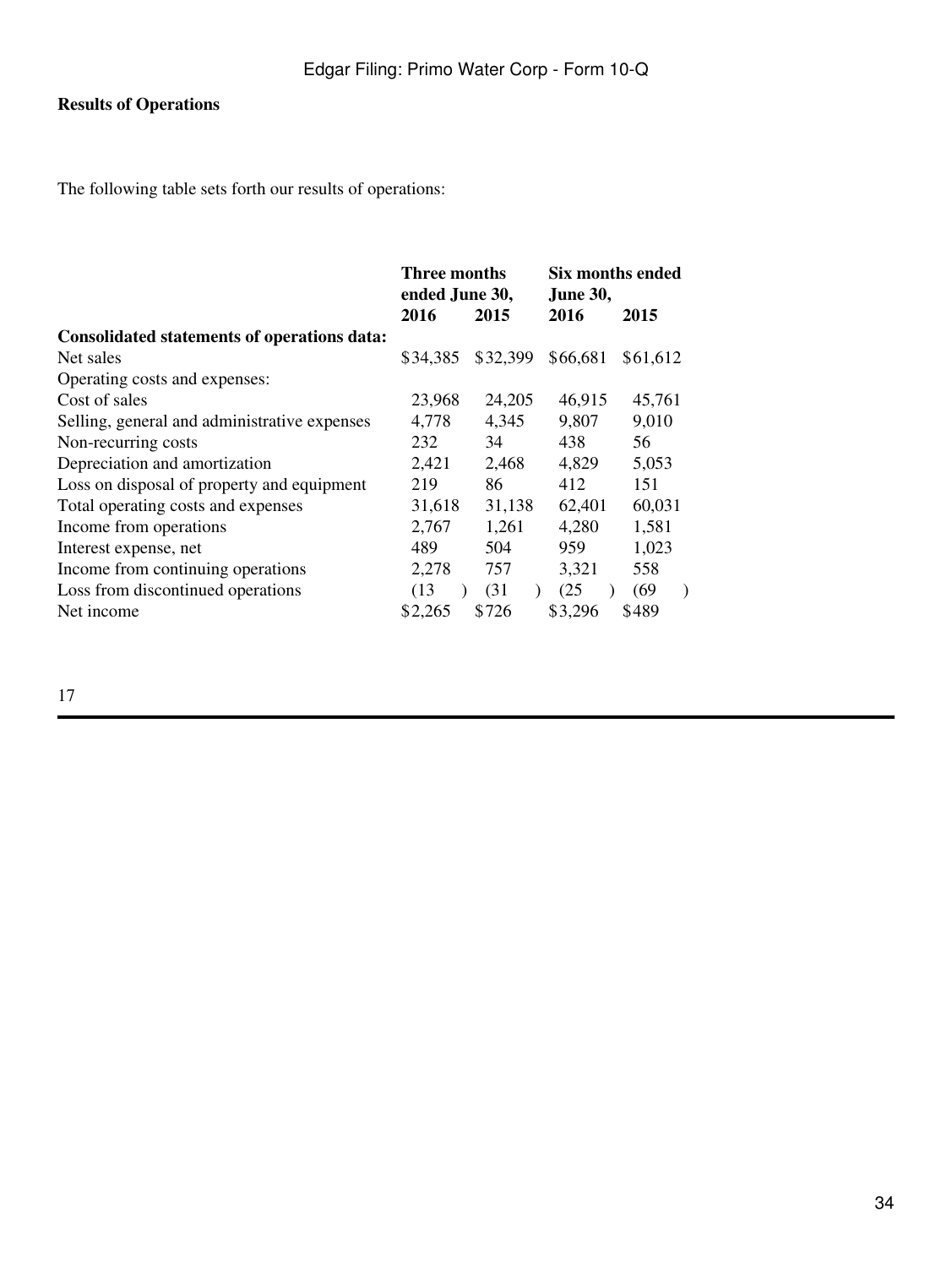**Results of Operations**

The following table sets forth our results of operations:

| | Three months ended June 30, | | Six months ended June 30, | |
|---|---|---|---|---|
| | 2016 | 2015 | 2016 | 2015 |
| **Consolidated statements of operations data:** | | | | |
| Net sales | $34,385 | $32,399 | $66,681 | $61,612 |
| Operating costs and expenses: | | | | |
| Cost of sales | 23,968 | 24,205 | 46,915 | 45,761 |
| Selling, general and administrative expenses | 4,778 | 4,345 | 9,807 | 9,010 |
| Non-recurring costs | 232 | 34 | 438 | 56 |
| Depreciation and amortization | 2,421 | 2,468 | 4,829 | 5,053 |
| Loss on disposal of property and equipment | 219 | 86 | 412 | 151 |
| Total operating costs and expenses | 31,618 | 31,138 | 62,401 | 60,031 |
| Income from operations | 2,767 | 1,261 | 4,280 | 1,581 |
| Interest expense, net | 489 | 504 | 959 | 1,023 |
| Income from continuing operations | 2,278 | 757 | 3,321 | 558 |
| Loss from discontinued operations | (13) | (31) | (25) | (69) |
| Net income | $2,265 | $726 | $3,296 | $489 |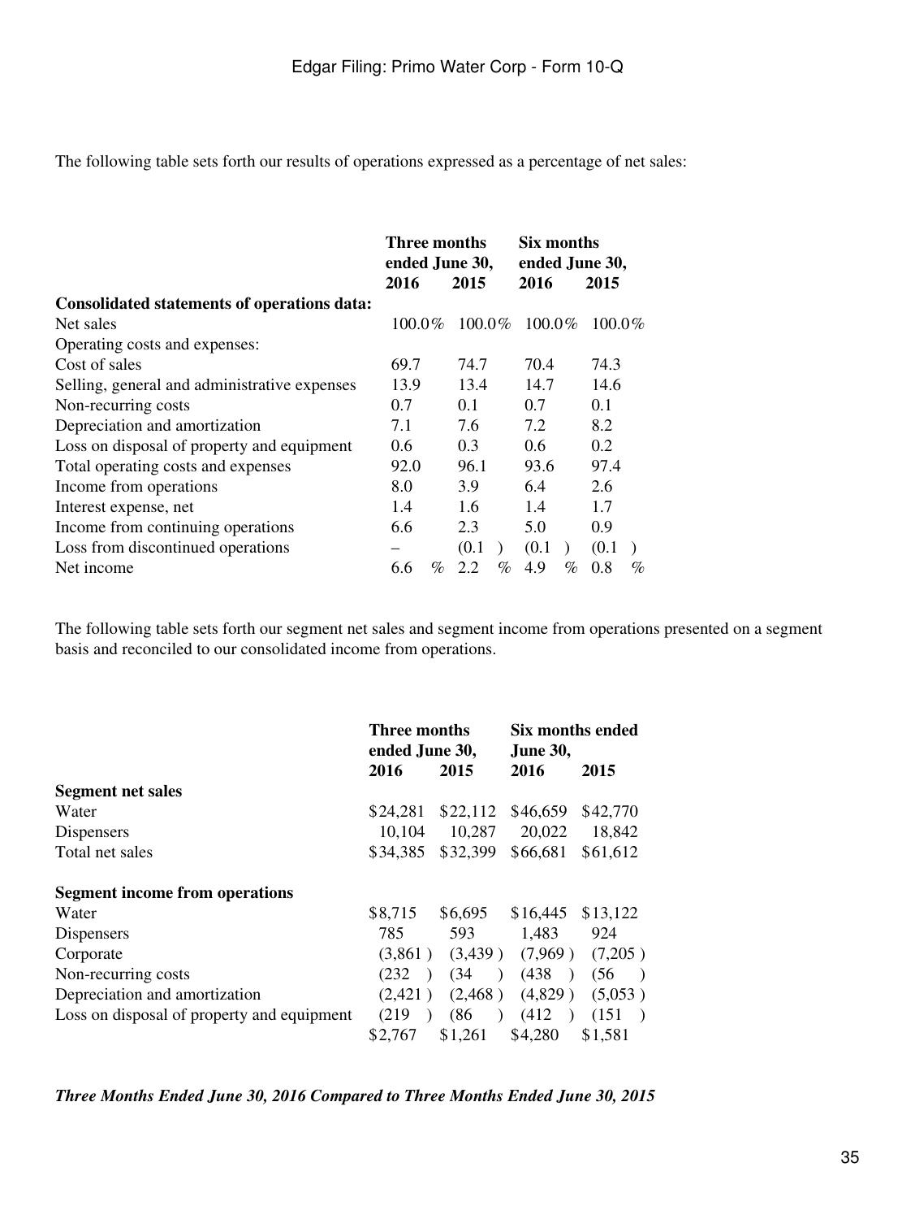The following table sets forth our results of operations expressed as a percentage of net sales:

| | Three months ended June 30, | | Six months ended June 30, | |
|---|---|---|---|---|
| | 2016 | 2015 | 2016 | 2015 |
| **Consolidated statements of operations data:** | | | | |
| Net sales | 100.0% | 100.0% | 100.0% | 100.0% |
| Operating costs and expenses: | | | | |
| Cost of sales | 69.7 | 74.7 | 70.4 | 74.3 |
| Selling, general and administrative expenses | 13.9 | 13.4 | 14.7 | 14.6 |
| Non-recurring costs | 0.7 | 0.1 | 0.7 | 0.1 |
| Depreciation and amortization | 7.1 | 7.6 | 7.2 | 8.2 |
| Loss on disposal of property and equipment | 0.6 | 0.3 | 0.6 | 0.2 |
| Total operating costs and expenses | 92.0 | 96.1 | 93.6 | 97.4 |
| Income from operations | 8.0 | 3.9 | 6.4 | 2.6 |
| Interest expense, net | 1.4 | 1.6 | 1.4 | 1.7 |
| Income from continuing operations | 6.6 | 2.3 | 5.0 | 0.9 |
| Loss from discontinued operations | – | (0.1) | (0.1) | (0.1) |
| Net income | 6.6% | 2.2% | 4.9% | 0.8% |

The following table sets forth our segment net sales and segment income from operations presented on a segment basis and reconciled to our consolidated income from operations.

| | Three months ended June 30, | | Six months ended June 30, | |
|---|---|---|---|---|
| | 2016 | 2015 | 2016 | 2015 |
| **Segment net sales** | | | | |
| Water | $24,281 | $22,112 | $46,659 | $42,770 |
| Dispensers | 10,104 | 10,287 | 20,022 | 18,842 |
| Total net sales | $34,385 | $32,399 | $66,681 | $61,612 |
| | | | | |
| **Segment income from operations** | | | | |
| Water | $8,715 | $6,695 | $16,445 | $13,122 |
| Dispensers | 785 | 593 | 1,483 | 924 |
| Corporate | (3,861) | (3,439) | (7,969) | (7,205) |
| Non-recurring costs | (232) | (34) | (438) | (56) |
| Depreciation and amortization | (2,421) | (2,468) | (4,829) | (5,053) |
| Loss on disposal of property and equipment | (219) | (86) | (412) | (151) |
| | $2,767 | $1,261 | $4,280 | $1,581 |

***Three Months Ended June 30, 2016 Compared to Three Months Ended June 30, 2015***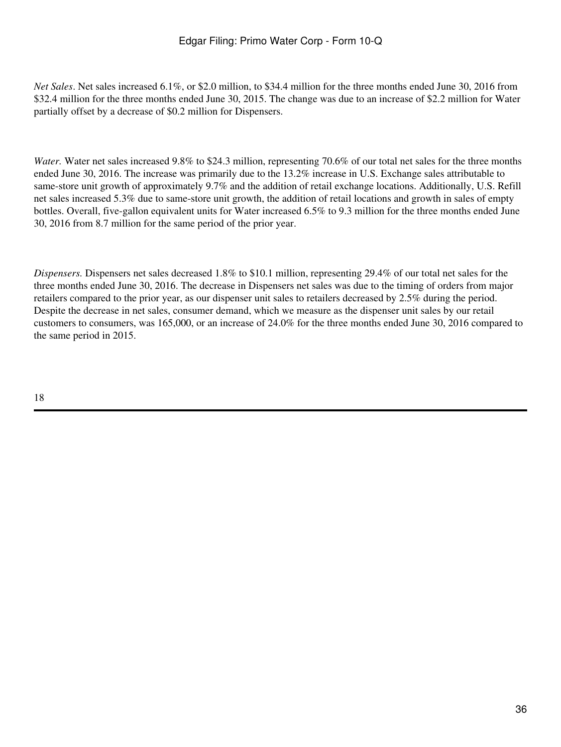*Net Sales*. Net sales increased 6.1%, or \$2.0 million, to \$34.4 million for the three months ended June 30, 2016 from \$32.4 million for the three months ended June 30, 2015. The change was due to an increase of \$2.2 million for Water partially offset by a decrease of \$0.2 million for Dispensers.

*Water.* Water net sales increased 9.8% to \$24.3 million, representing 70.6% of our total net sales for the three months ended June 30, 2016. The increase was primarily due to the 13.2% increase in U.S. Exchange sales attributable to same-store unit growth of approximately 9.7% and the addition of retail exchange locations. Additionally, U.S. Refill net sales increased 5.3% due to same-store unit growth, the addition of retail locations and growth in sales of empty bottles. Overall, five-gallon equivalent units for Water increased 6.5% to 9.3 million for the three months ended June 30, 2016 from 8.7 million for the same period of the prior year.

*Dispensers.* Dispensers net sales decreased 1.8% to \$10.1 million, representing 29.4% of our total net sales for the three months ended June 30, 2016. The decrease in Dispensers net sales was due to the timing of orders from major retailers compared to the prior year, as our dispenser unit sales to retailers decreased by 2.5% during the period. Despite the decrease in net sales, consumer demand, which we measure as the dispenser unit sales by our retail customers to consumers, was 165,000, or an increase of 24.0% for the three months ended June 30, 2016 compared to the same period in 2015.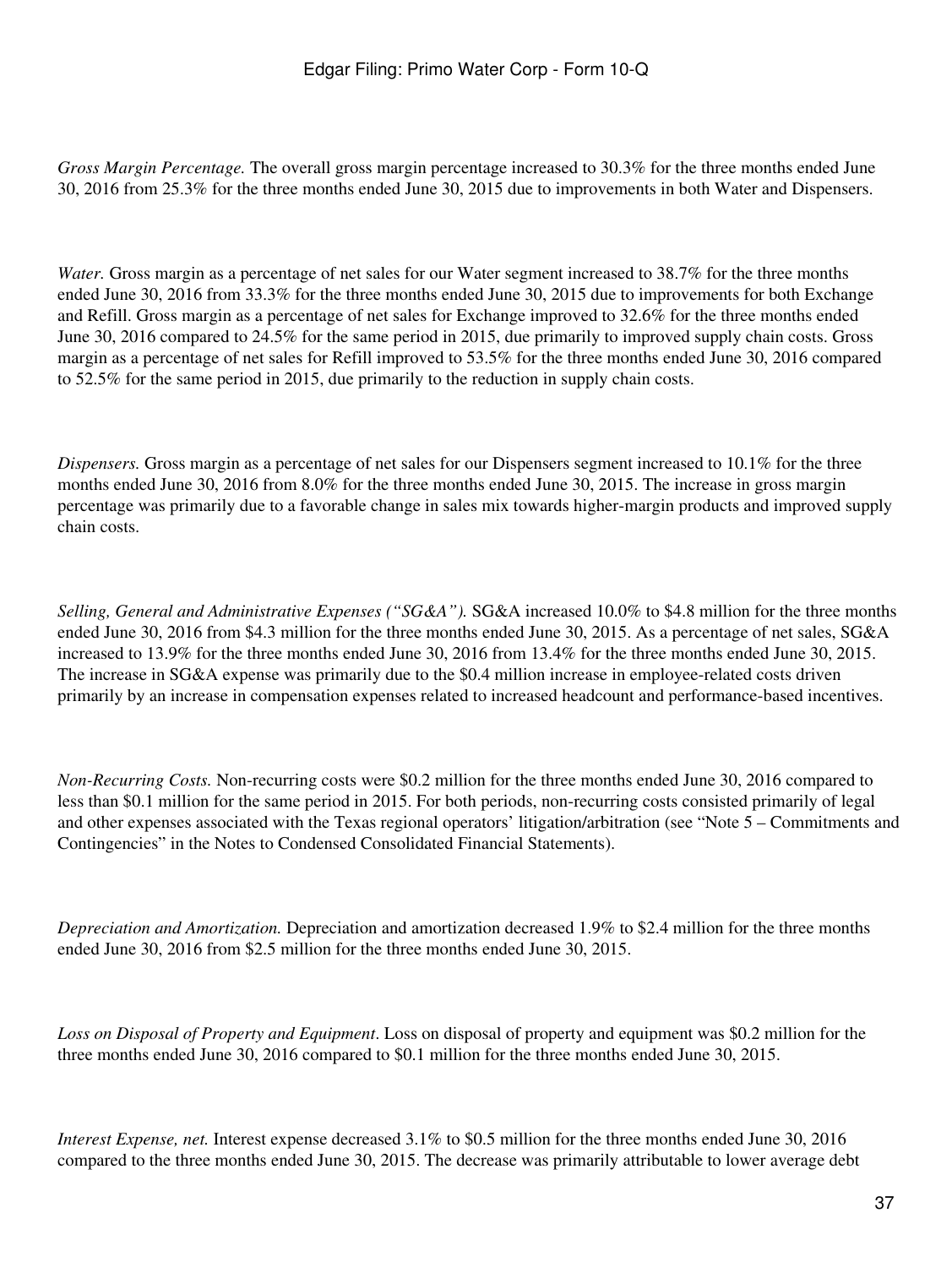*Gross Margin Percentage.* The overall gross margin percentage increased to 30.3% for the three months ended June 30, 2016 from 25.3% for the three months ended June 30, 2015 due to improvements in both Water and Dispensers.

*Water.* Gross margin as a percentage of net sales for our Water segment increased to 38.7% for the three months ended June 30, 2016 from 33.3% for the three months ended June 30, 2015 due to improvements for both Exchange and Refill. Gross margin as a percentage of net sales for Exchange improved to 32.6% for the three months ended June 30, 2016 compared to 24.5% for the same period in 2015, due primarily to improved supply chain costs. Gross margin as a percentage of net sales for Refill improved to 53.5% for the three months ended June 30, 2016 compared to 52.5% for the same period in 2015, due primarily to the reduction in supply chain costs.

*Dispensers.* Gross margin as a percentage of net sales for our Dispensers segment increased to 10.1% for the three months ended June 30, 2016 from 8.0% for the three months ended June 30, 2015. The increase in gross margin percentage was primarily due to a favorable change in sales mix towards higher-margin products and improved supply chain costs.

*Selling, General and Administrative Expenses ("SG&A").* SG&A increased 10.0% to $4.8 million for the three months ended June 30, 2016 from $4.3 million for the three months ended June 30, 2015. As a percentage of net sales, SG&A increased to 13.9% for the three months ended June 30, 2016 from 13.4% for the three months ended June 30, 2015. The increase in SG&A expense was primarily due to the $0.4 million increase in employee-related costs driven primarily by an increase in compensation expenses related to increased headcount and performance-based incentives.

*Non-Recurring Costs.* Non-recurring costs were $0.2 million for the three months ended June 30, 2016 compared to less than $0.1 million for the same period in 2015. For both periods, non-recurring costs consisted primarily of legal and other expenses associated with the Texas regional operators' litigation/arbitration (see "Note 5 – Commitments and Contingencies" in the Notes to Condensed Consolidated Financial Statements).

*Depreciation and Amortization.* Depreciation and amortization decreased 1.9% to $2.4 million for the three months ended June 30, 2016 from $2.5 million for the three months ended June 30, 2015.

*Loss on Disposal of Property and Equipment*. Loss on disposal of property and equipment was $0.2 million for the three months ended June 30, 2016 compared to $0.1 million for the three months ended June 30, 2015.

*Interest Expense, net.* Interest expense decreased 3.1% to $0.5 million for the three months ended June 30, 2016 compared to the three months ended June 30, 2015. The decrease was primarily attributable to lower average debt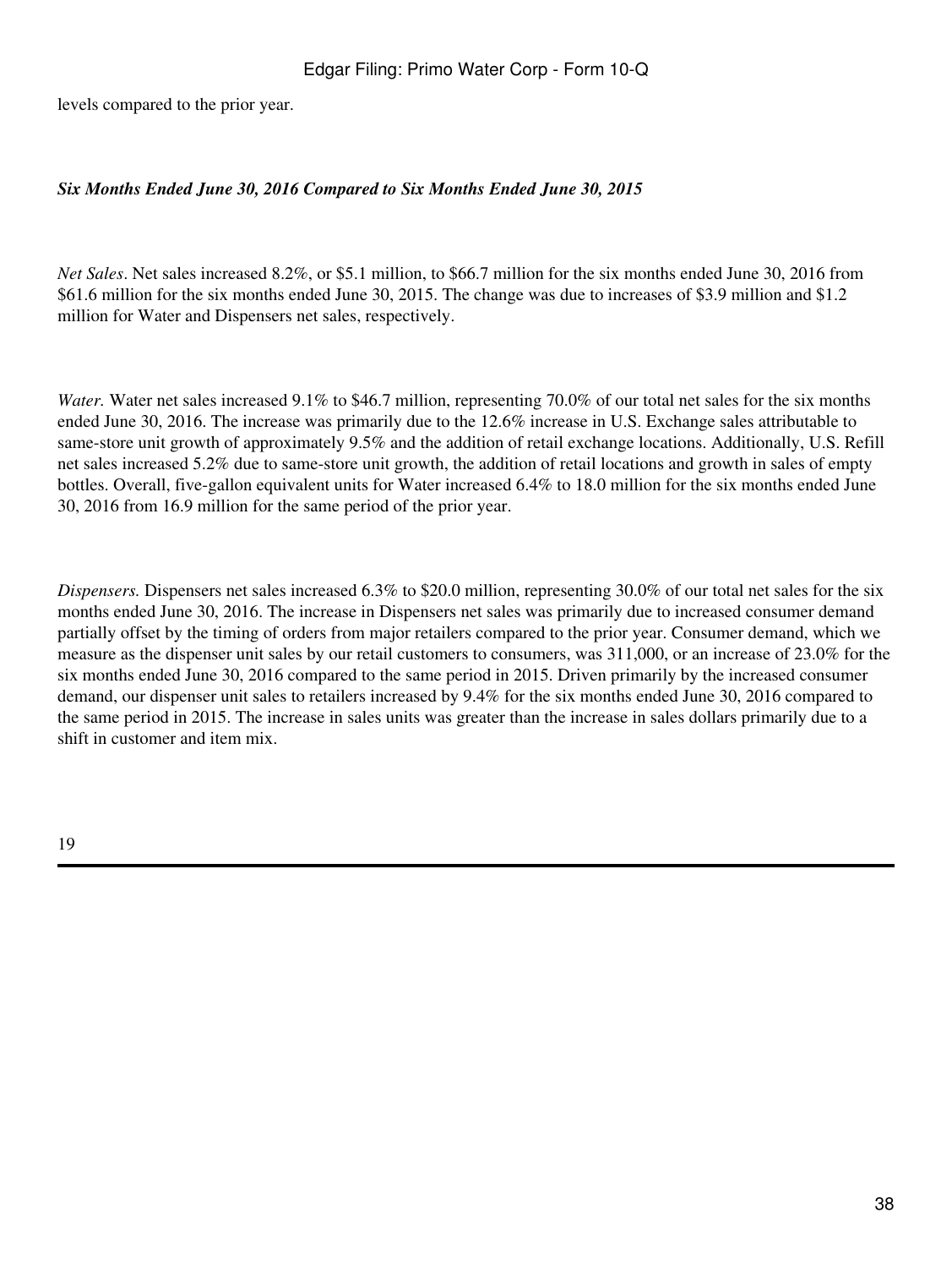levels compared to the prior year.

***Six Months Ended June 30, 2016 Compared to Six Months Ended June 30, 2015***

*Net Sales*. Net sales increased 8.2%, or $5.1 million, to $66.7 million for the six months ended June 30, 2016 from $61.6 million for the six months ended June 30, 2015. The change was due to increases of $3.9 million and $1.2 million for Water and Dispensers net sales, respectively.

*Water.* Water net sales increased 9.1% to $46.7 million, representing 70.0% of our total net sales for the six months ended June 30, 2016. The increase was primarily due to the 12.6% increase in U.S. Exchange sales attributable to same-store unit growth of approximately 9.5% and the addition of retail exchange locations. Additionally, U.S. Refill net sales increased 5.2% due to same-store unit growth, the addition of retail locations and growth in sales of empty bottles. Overall, five-gallon equivalent units for Water increased 6.4% to 18.0 million for the six months ended June 30, 2016 from 16.9 million for the same period of the prior year.

*Dispensers.* Dispensers net sales increased 6.3% to $20.0 million, representing 30.0% of our total net sales for the six months ended June 30, 2016. The increase in Dispensers net sales was primarily due to increased consumer demand partially offset by the timing of orders from major retailers compared to the prior year. Consumer demand, which we measure as the dispenser unit sales by our retail customers to consumers, was 311,000, or an increase of 23.0% for the six months ended June 30, 2016 compared to the same period in 2015. Driven primarily by the increased consumer demand, our dispenser unit sales to retailers increased by 9.4% for the six months ended June 30, 2016 compared to the same period in 2015. The increase in sales units was greater than the increase in sales dollars primarily due to a shift in customer and item mix.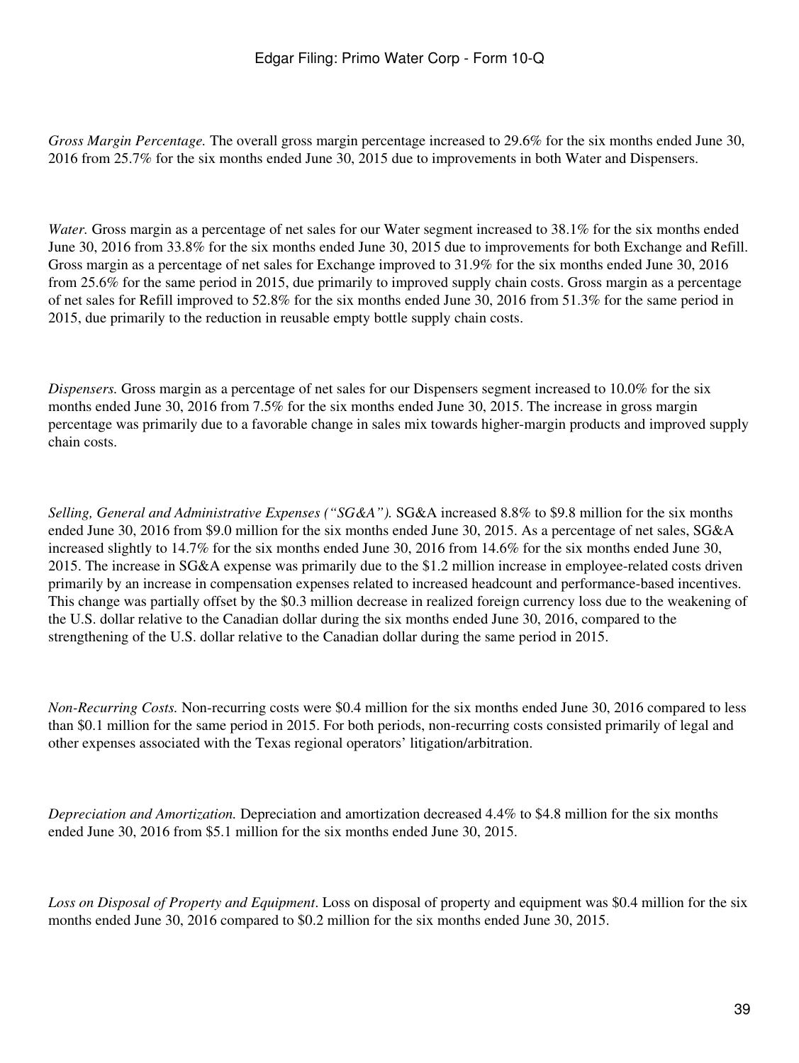*Gross Margin Percentage.* The overall gross margin percentage increased to 29.6% for the six months ended June 30, 2016 from 25.7% for the six months ended June 30, 2015 due to improvements in both Water and Dispensers.

*Water.* Gross margin as a percentage of net sales for our Water segment increased to 38.1% for the six months ended June 30, 2016 from 33.8% for the six months ended June 30, 2015 due to improvements for both Exchange and Refill. Gross margin as a percentage of net sales for Exchange improved to 31.9% for the six months ended June 30, 2016 from 25.6% for the same period in 2015, due primarily to improved supply chain costs. Gross margin as a percentage of net sales for Refill improved to 52.8% for the six months ended June 30, 2016 from 51.3% for the same period in 2015, due primarily to the reduction in reusable empty bottle supply chain costs.

*Dispensers.* Gross margin as a percentage of net sales for our Dispensers segment increased to 10.0% for the six months ended June 30, 2016 from 7.5% for the six months ended June 30, 2015. The increase in gross margin percentage was primarily due to a favorable change in sales mix towards higher-margin products and improved supply chain costs.

*Selling, General and Administrative Expenses ("SG&A").* SG&A increased 8.8% to $9.8 million for the six months ended June 30, 2016 from $9.0 million for the six months ended June 30, 2015. As a percentage of net sales, SG&A increased slightly to 14.7% for the six months ended June 30, 2016 from 14.6% for the six months ended June 30, 2015. The increase in SG&A expense was primarily due to the $1.2 million increase in employee-related costs driven primarily by an increase in compensation expenses related to increased headcount and performance-based incentives. This change was partially offset by the $0.3 million decrease in realized foreign currency loss due to the weakening of the U.S. dollar relative to the Canadian dollar during the six months ended June 30, 2016, compared to the strengthening of the U.S. dollar relative to the Canadian dollar during the same period in 2015.

*Non-Recurring Costs.* Non-recurring costs were $0.4 million for the six months ended June 30, 2016 compared to less than $0.1 million for the same period in 2015. For both periods, non-recurring costs consisted primarily of legal and other expenses associated with the Texas regional operators' litigation/arbitration.

*Depreciation and Amortization.* Depreciation and amortization decreased 4.4% to $4.8 million for the six months ended June 30, 2016 from $5.1 million for the six months ended June 30, 2015.

*Loss on Disposal of Property and Equipment*. Loss on disposal of property and equipment was $0.4 million for the six months ended June 30, 2016 compared to $0.2 million for the six months ended June 30, 2015.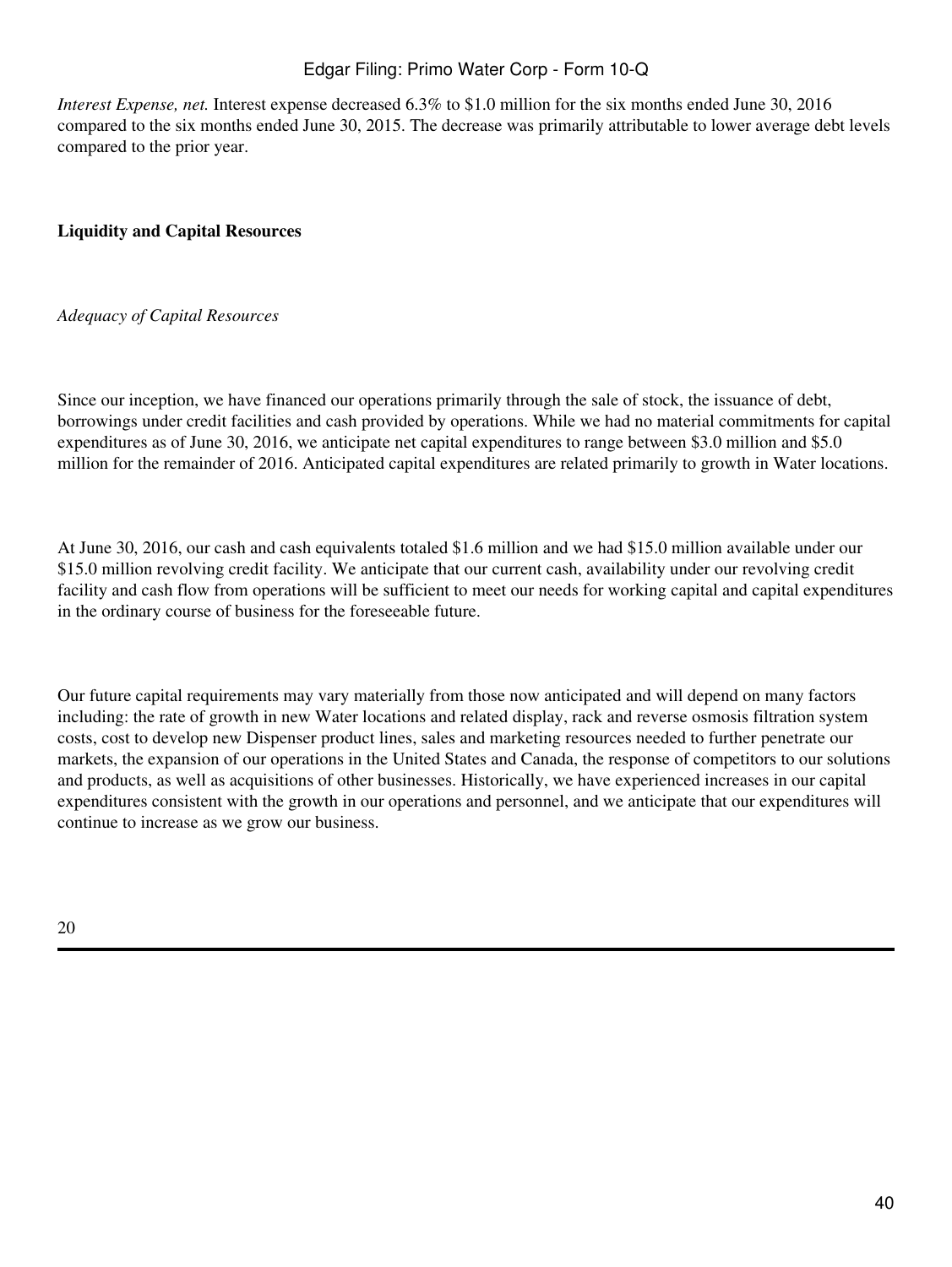*Interest Expense, net.* Interest expense decreased 6.3% to $1.0 million for the six months ended June 30, 2016 compared to the six months ended June 30, 2015. The decrease was primarily attributable to lower average debt levels compared to the prior year.

## Liquidity and Capital Resources

*Adequacy of Capital Resources*

Since our inception, we have financed our operations primarily through the sale of stock, the issuance of debt, borrowings under credit facilities and cash provided by operations. While we had no material commitments for capital expenditures as of June 30, 2016, we anticipate net capital expenditures to range between $3.0 million and $5.0 million for the remainder of 2016. Anticipated capital expenditures are related primarily to growth in Water locations.

At June 30, 2016, our cash and cash equivalents totaled $1.6 million and we had $15.0 million available under our $15.0 million revolving credit facility. We anticipate that our current cash, availability under our revolving credit facility and cash flow from operations will be sufficient to meet our needs for working capital and capital expenditures in the ordinary course of business for the foreseeable future.

Our future capital requirements may vary materially from those now anticipated and will depend on many factors including: the rate of growth in new Water locations and related display, rack and reverse osmosis filtration system costs, cost to develop new Dispenser product lines, sales and marketing resources needed to further penetrate our markets, the expansion of our operations in the United States and Canada, the response of competitors to our solutions and products, as well as acquisitions of other businesses. Historically, we have experienced increases in our capital expenditures consistent with the growth in our operations and personnel, and we anticipate that our expenditures will continue to increase as we grow our business.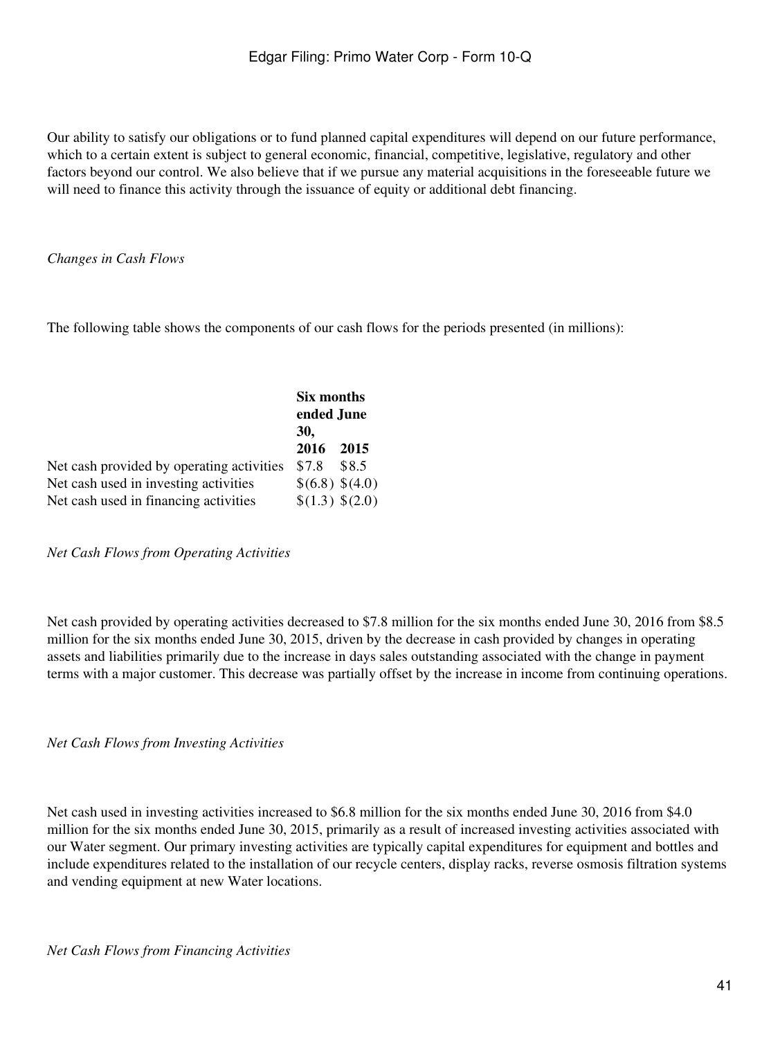Our ability to satisfy our obligations or to fund planned capital expenditures will depend on our future performance, which to a certain extent is subject to general economic, financial, competitive, legislative, regulatory and other factors beyond our control. We also believe that if we pursue any material acquisitions in the foreseeable future we will need to finance this activity through the issuance of equity or additional debt financing.

*Changes in Cash Flows*

The following table shows the components of our cash flows for the periods presented (in millions):

| | Six months ended June 30, | |
|---|---|---|
| | **2016** | **2015** |
| Net cash provided by operating activities | $7.8 | $8.5 |
| Net cash used in investing activities | $(6.8) | $(4.0) |
| Net cash used in financing activities | $(1.3) | $(2.0) |

*Net Cash Flows from Operating Activities*

Net cash provided by operating activities decreased to $7.8 million for the six months ended June 30, 2016 from $8.5 million for the six months ended June 30, 2015, driven by the decrease in cash provided by changes in operating assets and liabilities primarily due to the increase in days sales outstanding associated with the change in payment terms with a major customer. This decrease was partially offset by the increase in income from continuing operations.

*Net Cash Flows from Investing Activities*

Net cash used in investing activities increased to $6.8 million for the six months ended June 30, 2016 from $4.0 million for the six months ended June 30, 2015, primarily as a result of increased investing activities associated with our Water segment. Our primary investing activities are typically capital expenditures for equipment and bottles and include expenditures related to the installation of our recycle centers, display racks, reverse osmosis filtration systems and vending equipment at new Water locations.

*Net Cash Flows from Financing Activities*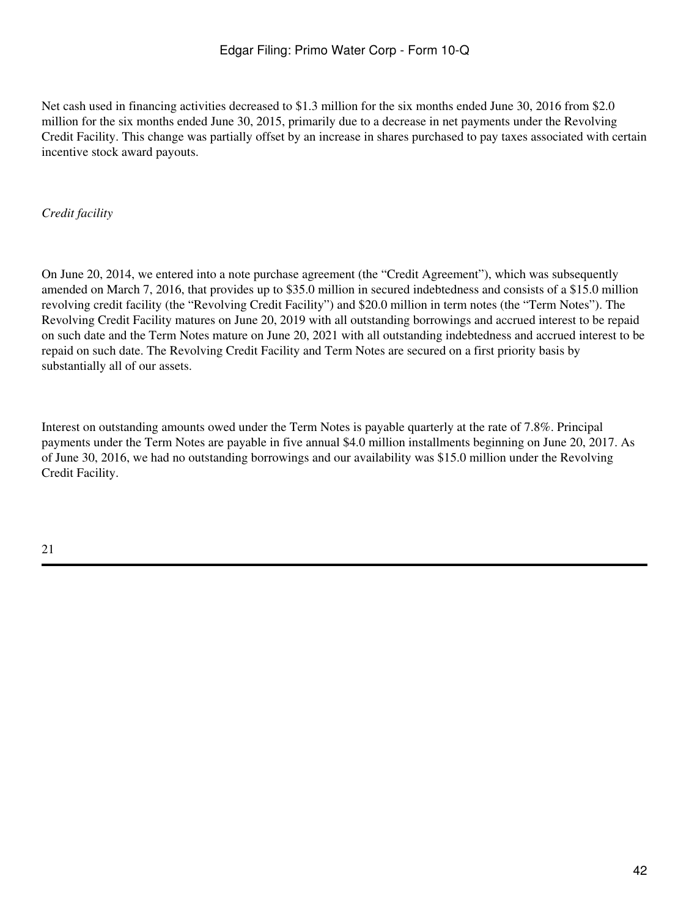Net cash used in financing activities decreased to $1.3 million for the six months ended June 30, 2016 from $2.0 million for the six months ended June 30, 2015, primarily due to a decrease in net payments under the Revolving Credit Facility. This change was partially offset by an increase in shares purchased to pay taxes associated with certain incentive stock award payouts.

*Credit facility*

On June 20, 2014, we entered into a note purchase agreement (the "Credit Agreement"), which was subsequently amended on March 7, 2016, that provides up to $35.0 million in secured indebtedness and consists of a $15.0 million revolving credit facility (the "Revolving Credit Facility") and $20.0 million in term notes (the "Term Notes"). The Revolving Credit Facility matures on June 20, 2019 with all outstanding borrowings and accrued interest to be repaid on such date and the Term Notes mature on June 20, 2021 with all outstanding indebtedness and accrued interest to be repaid on such date. The Revolving Credit Facility and Term Notes are secured on a first priority basis by substantially all of our assets.

Interest on outstanding amounts owed under the Term Notes is payable quarterly at the rate of 7.8%. Principal payments under the Term Notes are payable in five annual $4.0 million installments beginning on June 20, 2017. As of June 30, 2016, we had no outstanding borrowings and our availability was $15.0 million under the Revolving Credit Facility.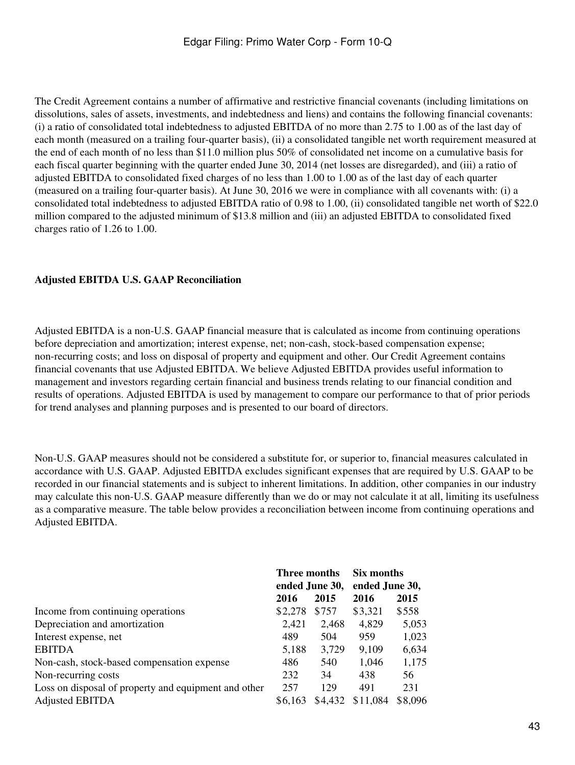The Credit Agreement contains a number of affirmative and restrictive financial covenants (including limitations on dissolutions, sales of assets, investments, and indebtedness and liens) and contains the following financial covenants: (i) a ratio of consolidated total indebtedness to adjusted EBITDA of no more than 2.75 to 1.00 as of the last day of each month (measured on a trailing four-quarter basis), (ii) a consolidated tangible net worth requirement measured at the end of each month of no less than $11.0 million plus 50% of consolidated net income on a cumulative basis for each fiscal quarter beginning with the quarter ended June 30, 2014 (net losses are disregarded), and (iii) a ratio of adjusted EBITDA to consolidated fixed charges of no less than 1.00 to 1.00 as of the last day of each quarter (measured on a trailing four-quarter basis). At June 30, 2016 we were in compliance with all covenants with: (i) a consolidated total indebtedness to adjusted EBITDA ratio of 0.98 to 1.00, (ii) consolidated tangible net worth of $22.0 million compared to the adjusted minimum of $13.8 million and (iii) an adjusted EBITDA to consolidated fixed charges ratio of 1.26 to 1.00.

**Adjusted EBITDA U.S. GAAP Reconciliation**

Adjusted EBITDA is a non-U.S. GAAP financial measure that is calculated as income from continuing operations before depreciation and amortization; interest expense, net; non-cash, stock-based compensation expense; non-recurring costs; and loss on disposal of property and equipment and other. Our Credit Agreement contains financial covenants that use Adjusted EBITDA. We believe Adjusted EBITDA provides useful information to management and investors regarding certain financial and business trends relating to our financial condition and results of operations. Adjusted EBITDA is used by management to compare our performance to that of prior periods for trend analyses and planning purposes and is presented to our board of directors.

Non-U.S. GAAP measures should not be considered a substitute for, or superior to, financial measures calculated in accordance with U.S. GAAP. Adjusted EBITDA excludes significant expenses that are required by U.S. GAAP to be recorded in our financial statements and is subject to inherent limitations. In addition, other companies in our industry may calculate this non-U.S. GAAP measure differently than we do or may not calculate it at all, limiting its usefulness as a comparative measure. The table below provides a reconciliation between income from continuing operations and Adjusted EBITDA.

| | **Three months ended June 30,** | | **Six months ended June 30,** | |
|---|---|---|---|---|
| | **2016** | **2015** | **2016** | **2015** |
| Income from continuing operations | $2,278 | $757 | $3,321 | $558 |
| Depreciation and amortization | 2,421 | 2,468 | 4,829 | 5,053 |
| Interest expense, net | 489 | 504 | 959 | 1,023 |
| EBITDA | 5,188 | 3,729 | 9,109 | 6,634 |
| Non-cash, stock-based compensation expense | 486 | 540 | 1,046 | 1,175 |
| Non-recurring costs | 232 | 34 | 438 | 56 |
| Loss on disposal of property and equipment and other | 257 | 129 | 491 | 231 |
| Adjusted EBITDA | $6,163 | $4,432 | $11,084 | $8,096 |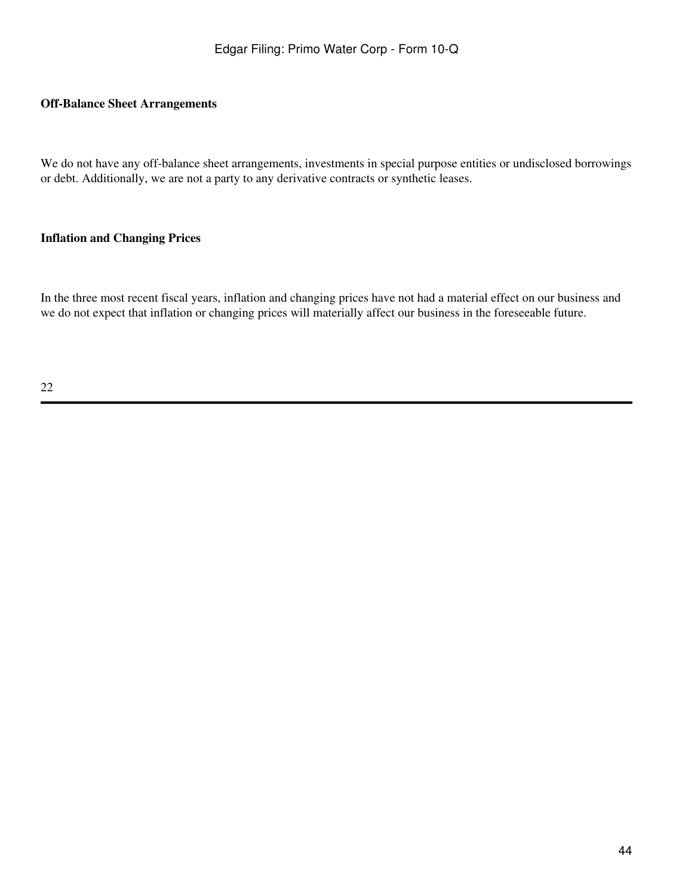**Off-Balance Sheet Arrangements**

We do not have any off-balance sheet arrangements, investments in special purpose entities or undisclosed borrowings or debt. Additionally, we are not a party to any derivative contracts or synthetic leases.

**Inflation and Changing Prices**

In the three most recent fiscal years, inflation and changing prices have not had a material effect on our business and we do not expect that inflation or changing prices will materially affect our business in the foreseeable future.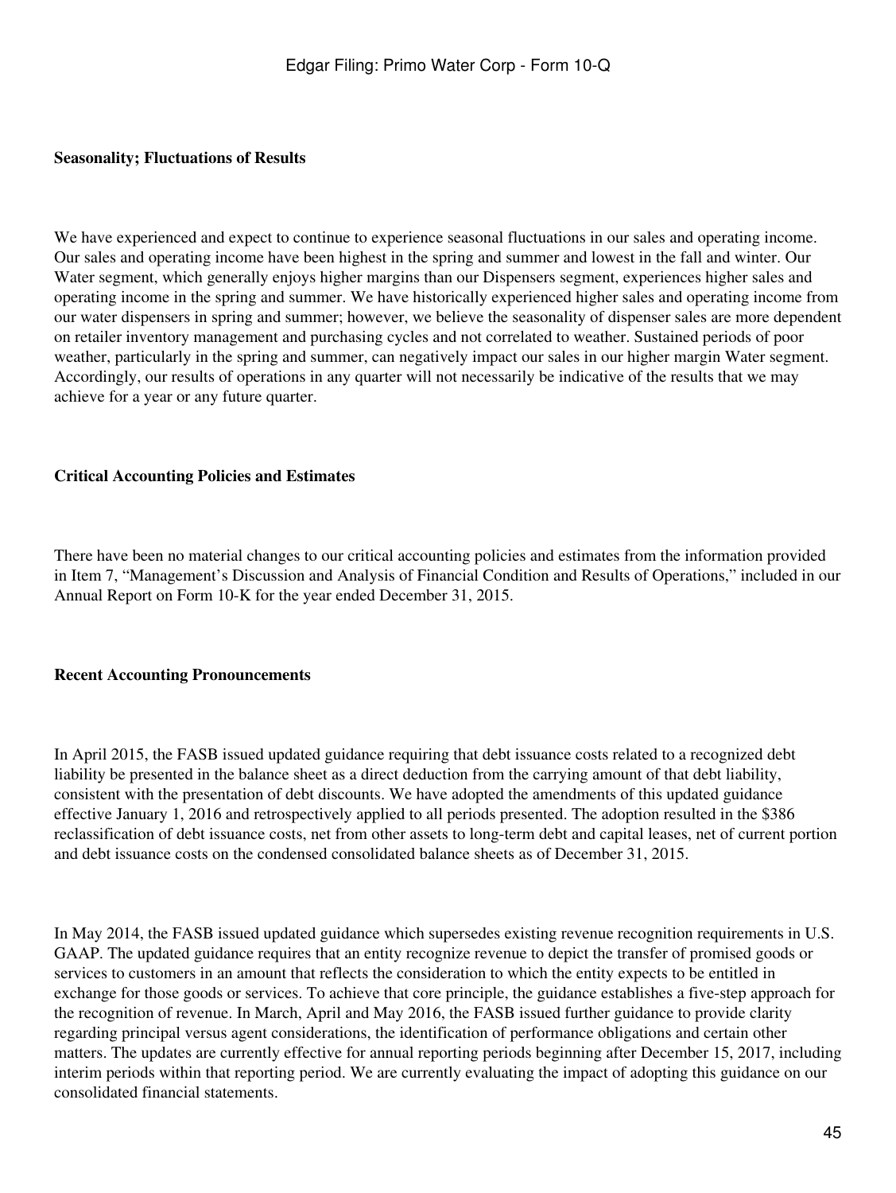**Seasonality; Fluctuations of Results**

We have experienced and expect to continue to experience seasonal fluctuations in our sales and operating income. Our sales and operating income have been highest in the spring and summer and lowest in the fall and winter. Our Water segment, which generally enjoys higher margins than our Dispensers segment, experiences higher sales and operating income in the spring and summer. We have historically experienced higher sales and operating income from our water dispensers in spring and summer; however, we believe the seasonality of dispenser sales are more dependent on retailer inventory management and purchasing cycles and not correlated to weather. Sustained periods of poor weather, particularly in the spring and summer, can negatively impact our sales in our higher margin Water segment. Accordingly, our results of operations in any quarter will not necessarily be indicative of the results that we may achieve for a year or any future quarter.

**Critical Accounting Policies and Estimates**

There have been no material changes to our critical accounting policies and estimates from the information provided in Item 7, "Management's Discussion and Analysis of Financial Condition and Results of Operations," included in our Annual Report on Form 10-K for the year ended December 31, 2015.

**Recent Accounting Pronouncements**

In April 2015, the FASB issued updated guidance requiring that debt issuance costs related to a recognized debt liability be presented in the balance sheet as a direct deduction from the carrying amount of that debt liability, consistent with the presentation of debt discounts. We have adopted the amendments of this updated guidance effective January 1, 2016 and retrospectively applied to all periods presented. The adoption resulted in the $386 reclassification of debt issuance costs, net from other assets to long-term debt and capital leases, net of current portion and debt issuance costs on the condensed consolidated balance sheets as of December 31, 2015.

In May 2014, the FASB issued updated guidance which supersedes existing revenue recognition requirements in U.S. GAAP. The updated guidance requires that an entity recognize revenue to depict the transfer of promised goods or services to customers in an amount that reflects the consideration to which the entity expects to be entitled in exchange for those goods or services. To achieve that core principle, the guidance establishes a five-step approach for the recognition of revenue. In March, April and May 2016, the FASB issued further guidance to provide clarity regarding principal versus agent considerations, the identification of performance obligations and certain other matters. The updates are currently effective for annual reporting periods beginning after December 15, 2017, including interim periods within that reporting period. We are currently evaluating the impact of adopting this guidance on our consolidated financial statements.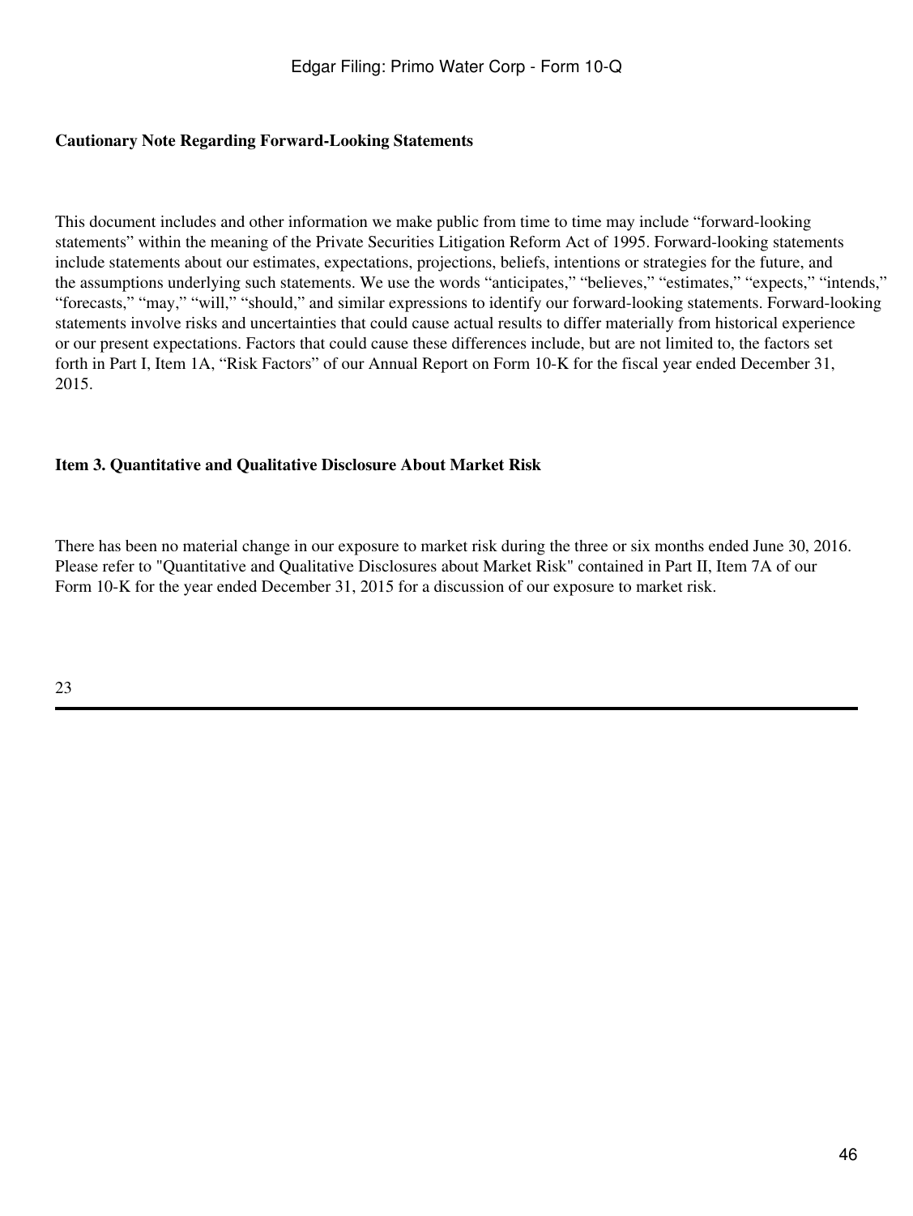**Cautionary Note Regarding Forward-Looking Statements**

This document includes and other information we make public from time to time may include "forward-looking statements" within the meaning of the Private Securities Litigation Reform Act of 1995. Forward-looking statements include statements about our estimates, expectations, projections, beliefs, intentions or strategies for the future, and the assumptions underlying such statements. We use the words "anticipates," "believes," "estimates," "expects," "intends," "forecasts," "may," "will," "should," and similar expressions to identify our forward-looking statements. Forward-looking statements involve risks and uncertainties that could cause actual results to differ materially from historical experience or our present expectations. Factors that could cause these differences include, but are not limited to, the factors set forth in Part I, Item 1A, "Risk Factors" of our Annual Report on Form 10-K for the fiscal year ended December 31, 2015.

**Item 3. Quantitative and Qualitative Disclosure About Market Risk**

There has been no material change in our exposure to market risk during the three or six months ended June 30, 2016. Please refer to "Quantitative and Qualitative Disclosures about Market Risk" contained in Part II, Item 7A of our Form 10-K for the year ended December 31, 2015 for a discussion of our exposure to market risk.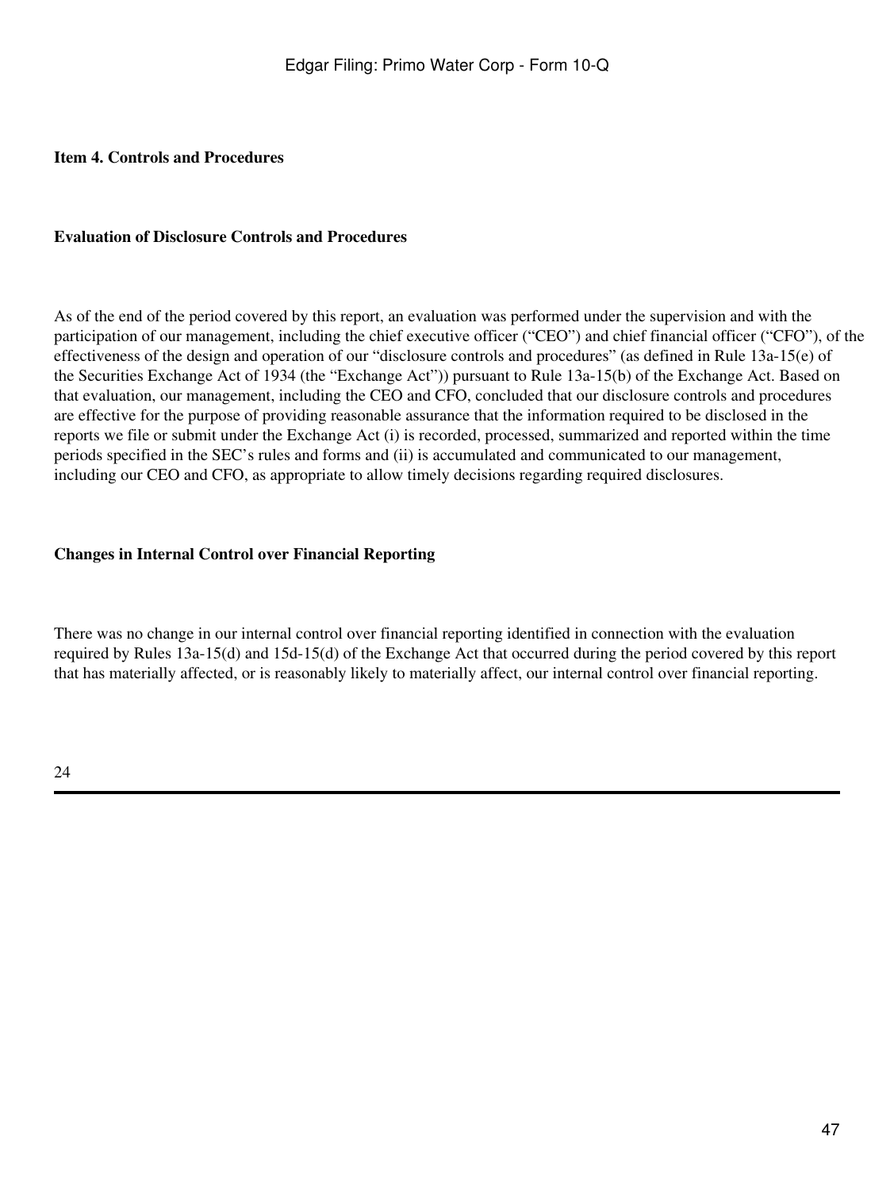## Item 4. Controls and Procedures

### Evaluation of Disclosure Controls and Procedures

As of the end of the period covered by this report, an evaluation was performed under the supervision and with the participation of our management, including the chief executive officer ("CEO") and chief financial officer ("CFO"), of the effectiveness of the design and operation of our "disclosure controls and procedures" (as defined in Rule 13a-15(e) of the Securities Exchange Act of 1934 (the "Exchange Act")) pursuant to Rule 13a-15(b) of the Exchange Act. Based on that evaluation, our management, including the CEO and CFO, concluded that our disclosure controls and procedures are effective for the purpose of providing reasonable assurance that the information required to be disclosed in the reports we file or submit under the Exchange Act (i) is recorded, processed, summarized and reported within the time periods specified in the SEC's rules and forms and (ii) is accumulated and communicated to our management, including our CEO and CFO, as appropriate to allow timely decisions regarding required disclosures.

### Changes in Internal Control over Financial Reporting

There was no change in our internal control over financial reporting identified in connection with the evaluation required by Rules 13a-15(d) and 15d-15(d) of the Exchange Act that occurred during the period covered by this report that has materially affected, or is reasonably likely to materially affect, our internal control over financial reporting.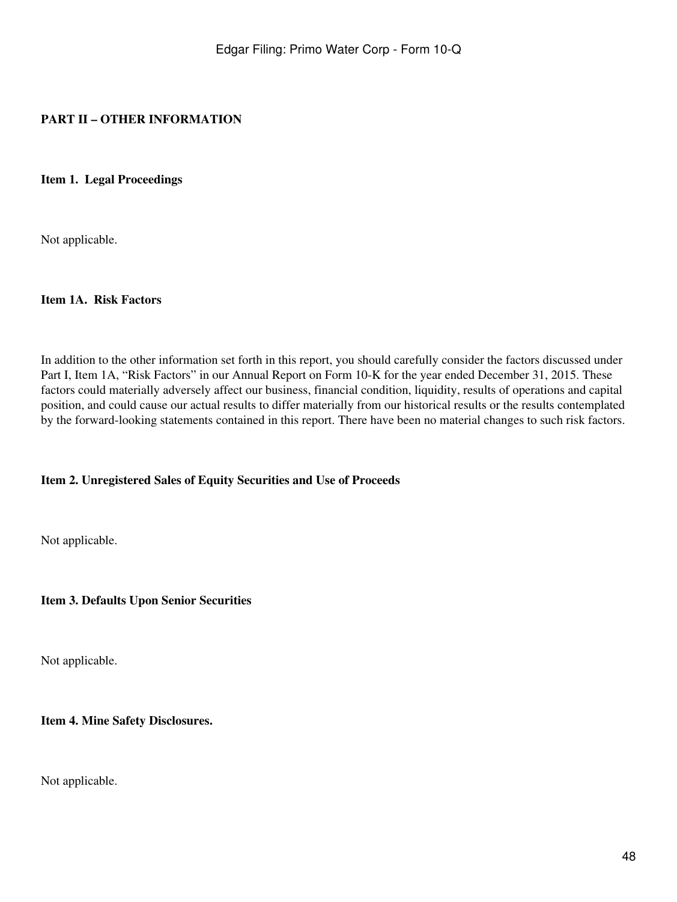## PART II – OTHER INFORMATION

### Item 1. Legal Proceedings

Not applicable.

### Item 1A. Risk Factors

In addition to the other information set forth in this report, you should carefully consider the factors discussed under Part I, Item 1A, “Risk Factors” in our Annual Report on Form 10-K for the year ended December 31, 2015. These factors could materially adversely affect our business, financial condition, liquidity, results of operations and capital position, and could cause our actual results to differ materially from our historical results or the results contemplated by the forward-looking statements contained in this report. There have been no material changes to such risk factors.

### Item 2. Unregistered Sales of Equity Securities and Use of Proceeds

Not applicable.

### Item 3. Defaults Upon Senior Securities

Not applicable.

### Item 4. Mine Safety Disclosures.

Not applicable.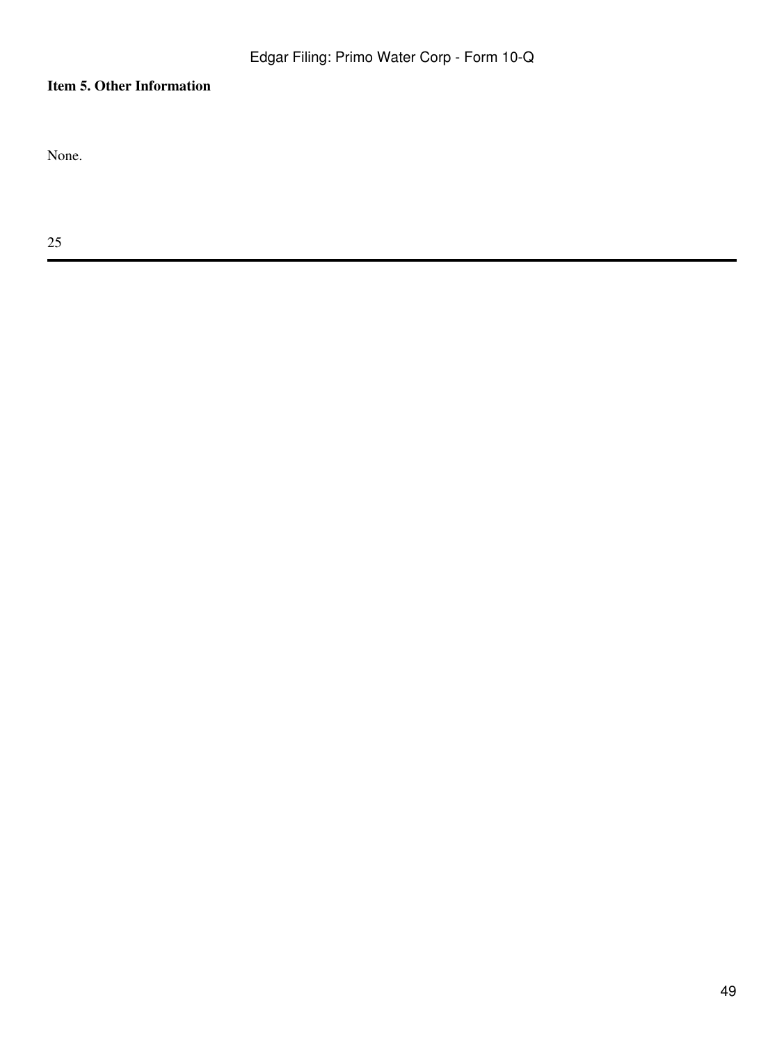**Item 5. Other Information**

None.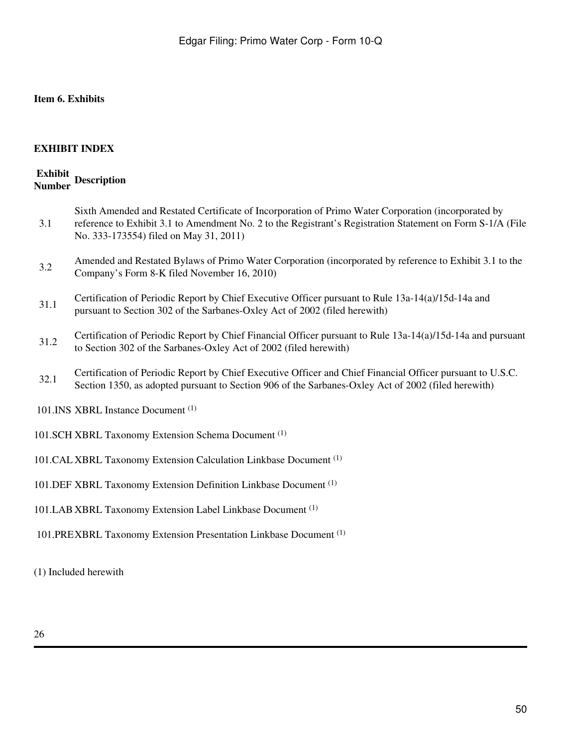**Item 6. Exhibits**

**EXHIBIT INDEX**

| Exhibit Number | Description |
| --- | --- |
| 3.1 | Sixth Amended and Restated Certificate of Incorporation of Primo Water Corporation (incorporated by reference to Exhibit 3.1 to Amendment No. 2 to the Registrant's Registration Statement on Form S-1/A (File No. 333-173554) filed on May 31, 2011) |
| 3.2 | Amended and Restated Bylaws of Primo Water Corporation (incorporated by reference to Exhibit 3.1 to the Company's Form 8-K filed November 16, 2010) |
| 31.1 | Certification of Periodic Report by Chief Executive Officer pursuant to Rule 13a-14(a)/15d-14a and pursuant to Section 302 of the Sarbanes-Oxley Act of 2002 (filed herewith) |
| 31.2 | Certification of Periodic Report by Chief Financial Officer pursuant to Rule 13a-14(a)/15d-14a and pursuant to Section 302 of the Sarbanes-Oxley Act of 2002 (filed herewith) |
| 32.1 | Certification of Periodic Report by Chief Executive Officer and Chief Financial Officer pursuant to U.S.C. Section 1350, as adopted pursuant to Section 906 of the Sarbanes-Oxley Act of 2002 (filed herewith) |
| 101.INS | XBRL Instance Document (1) |
| 101.SCH | XBRL Taxonomy Extension Schema Document (1) |
| 101.CAL | XBRL Taxonomy Extension Calculation Linkbase Document (1) |
| 101.DEF | XBRL Taxonomy Extension Definition Linkbase Document (1) |
| 101.LAB | XBRL Taxonomy Extension Label Linkbase Document (1) |
| 101.PRE | XBRL Taxonomy Extension Presentation Linkbase Document (1) |

(1) Included herewith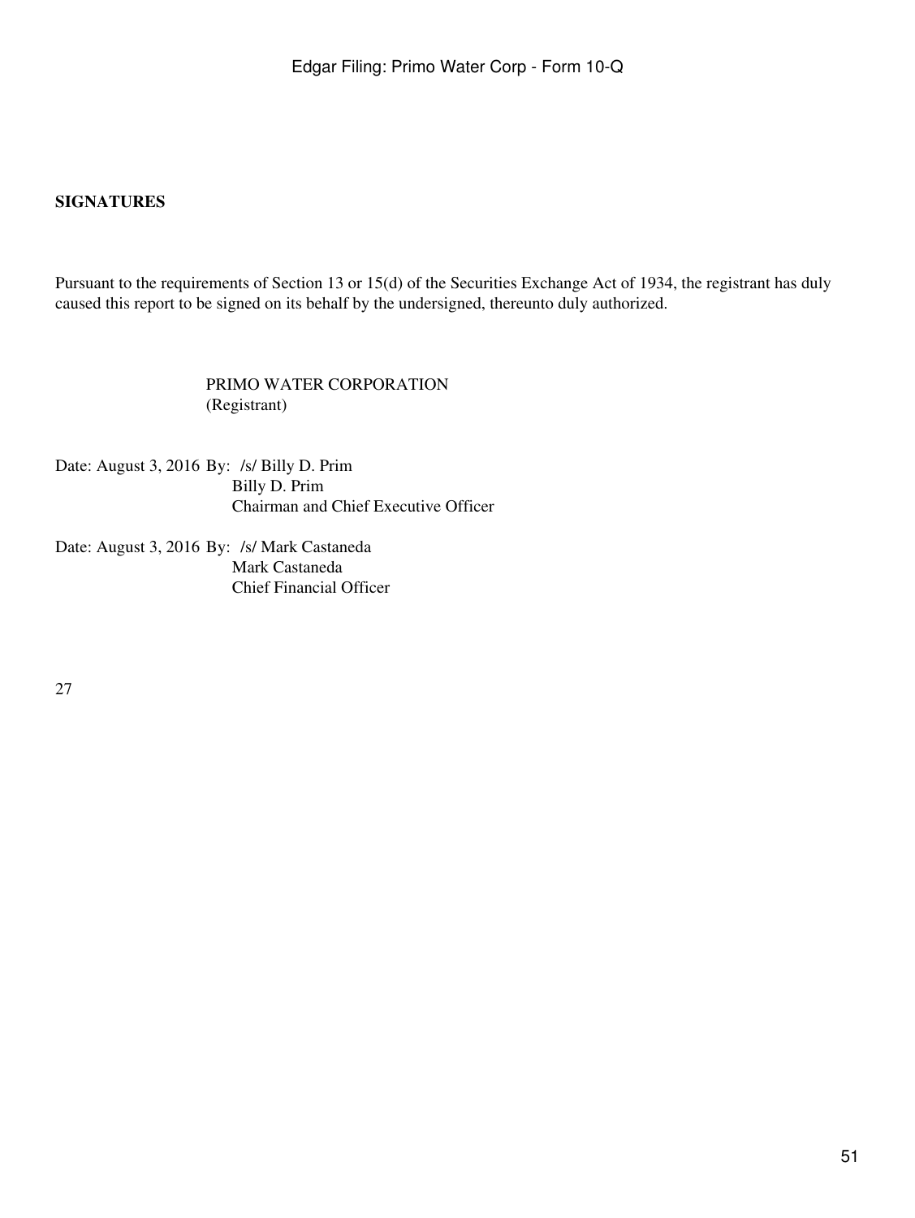**SIGNATURES**

Pursuant to the requirements of Section 13 or 15(d) of the Securities Exchange Act of 1934, the registrant has duly caused this report to be signed on its behalf by the undersigned, thereunto duly authorized.

PRIMO WATER CORPORATION
(Registrant)

Date: August 3, 2016 By: /s/ Billy D. Prim
Billy D. Prim
Chairman and Chief Executive Officer

Date: August 3, 2016 By: /s/ Mark Castaneda
Mark Castaneda
Chief Financial Officer